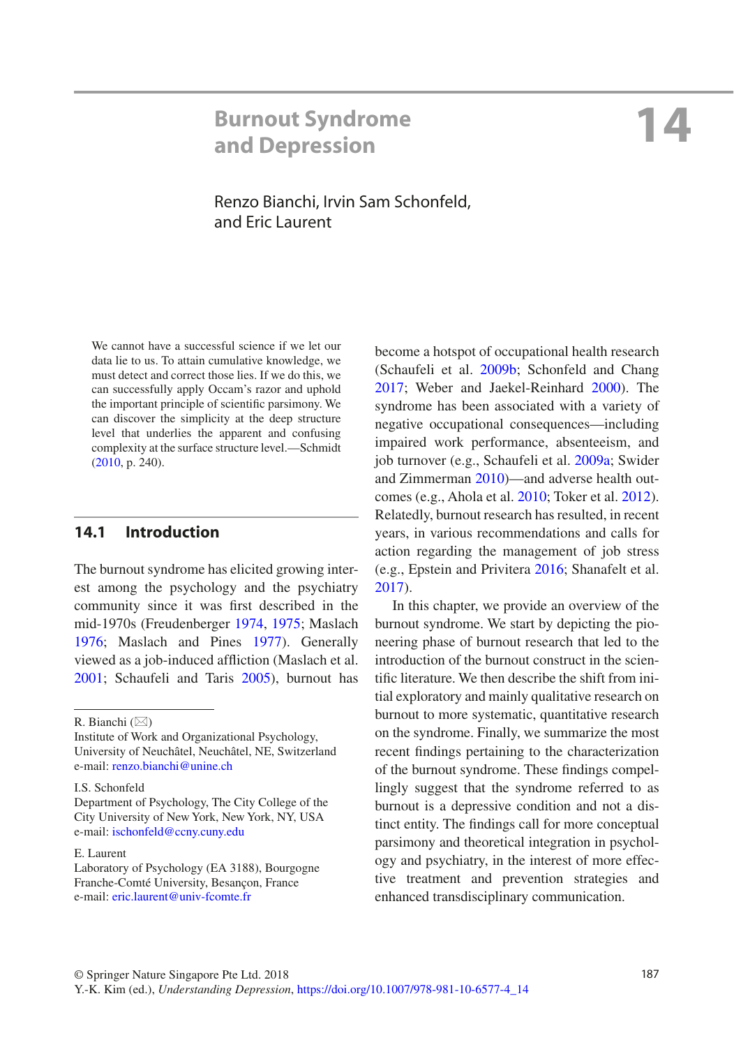# 14 Burnout Syndrome and Depression

Renzo Bianchi, Irvin Sam Schonfeld, and Eric Laurent

> We cannot have a successful science if we let our data lie to us. To attain cumulative knowledge, we must detect and correct those lies. If we do this, we can successfully apply Occam's razor and uphold the important principle of scientific parsimony. We can discover the simplicity at the deep structure level that underlies the apparent and confusing complexity at the surface structure level.—Schmidt (2010, p. 240).

## 14.1 Introduction

The burnout syndrome has elicited growing interest among the psychology and the psychiatry community since it was first described in the mid-1970s (Freudenberger 1974, 1975; Maslach 1976; Maslach and Pines 1977). Generally viewed as a job-induced affliction (Maslach et al. 2001; Schaufeli and Taris 2005), burnout has become a hotspot of occupational health research (Schaufeli et al. 2009b; Schonfeld and Chang 2017; Weber and Jaekel-Reinhard 2000). The syndrome has been associated with a variety of negative occupational consequences—including impaired work performance, absenteeism, and job turnover (e.g., Schaufeli et al. 2009a; Swider and Zimmerman 2010)—and adverse health outcomes (e.g., Ahola et al. 2010; Toker et al. 2012). Relatedly, burnout research has resulted, in recent years, in various recommendations and calls for action regarding the management of job stress (e.g., Epstein and Privitera 2016; Shanafelt et al. 2017).

In this chapter, we provide an overview of the burnout syndrome. We start by depicting the pioneering phase of burnout research that led to the introduction of the burnout construct in the scientific literature. We then describe the shift from initial exploratory and mainly qualitative research on burnout to more systematic, quantitative research on the syndrome. Finally, we summarize the most recent findings pertaining to the characterization of the burnout syndrome. These findings compellingly suggest that the syndrome referred to as burnout is a depressive condition and not a distinct entity. The findings call for more conceptual parsimony and theoretical integration in psychology and psychiatry, in the interest of more effective treatment and prevention strategies and enhanced transdisciplinary communication.

---

R. Bianchi (✉)
Institute of Work and Organizational Psychology, University of Neuchâtel, Neuchâtel, NE, Switzerland
e-mail: renzo.bianchi@unine.ch

I.S. Schonfeld
Department of Psychology, The City College of the City University of New York, New York, NY, USA
e-mail: ischonfeld@ccny.cuny.edu

E. Laurent
Laboratory of Psychology (EA 3188), Bourgogne Franche-Comté University, Besançon, France
e-mail: eric.laurent@univ-fcomte.fr

© Springer Nature Singapore Pte Ltd. 2018
Y.-K. Kim (ed.), *Understanding Depression*, https://doi.org/10.1007/978-981-10-6577-4_14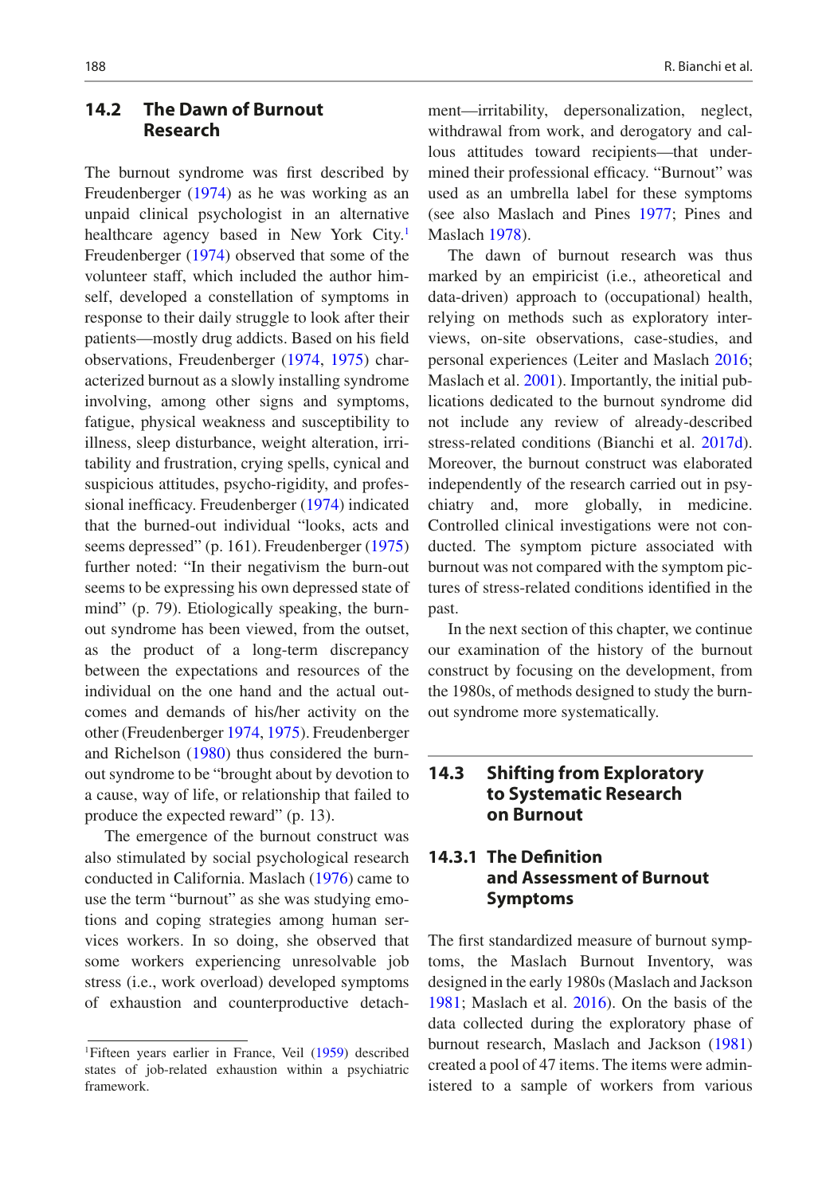## 14.2 The Dawn of Burnout Research

The burnout syndrome was first described by Freudenberger (1974) as he was working as an unpaid clinical psychologist in an alternative healthcare agency based in New York City.[1] Freudenberger (1974) observed that some of the volunteer staff, which included the author himself, developed a constellation of symptoms in response to their daily struggle to look after their patients—mostly drug addicts. Based on his field observations, Freudenberger (1974, 1975) characterized burnout as a slowly installing syndrome involving, among other signs and symptoms, fatigue, physical weakness and susceptibility to illness, sleep disturbance, weight alteration, irritability and frustration, crying spells, cynical and suspicious attitudes, psycho-rigidity, and professional inefficacy. Freudenberger (1974) indicated that the burned-out individual "looks, acts and seems depressed" (p. 161). Freudenberger (1975) further noted: "In their negativism the burn-out seems to be expressing his own depressed state of mind" (p. 79). Etiologically speaking, the burnout syndrome has been viewed, from the outset, as the product of a long-term discrepancy between the expectations and resources of the individual on the one hand and the actual outcomes and demands of his/her activity on the other (Freudenberger 1974, 1975). Freudenberger and Richelson (1980) thus considered the burnout syndrome to be "brought about by devotion to a cause, way of life, or relationship that failed to produce the expected reward" (p. 13).

The emergence of the burnout construct was also stimulated by social psychological research conducted in California. Maslach (1976) came to use the term "burnout" as she was studying emotions and coping strategies among human services workers. In so doing, she observed that some workers experiencing unresolvable job stress (i.e., work overload) developed symptoms of exhaustion and counterproductive detachment—irritability, depersonalization, neglect, withdrawal from work, and derogatory and callous attitudes toward recipients—that undermined their professional efficacy. "Burnout" was used as an umbrella label for these symptoms (see also Maslach and Pines 1977; Pines and Maslach 1978).

The dawn of burnout research was thus marked by an empiricist (i.e., atheoretical and data-driven) approach to (occupational) health, relying on methods such as exploratory interviews, on-site observations, case-studies, and personal experiences (Leiter and Maslach 2016; Maslach et al. 2001). Importantly, the initial publications dedicated to the burnout syndrome did not include any review of already-described stress-related conditions (Bianchi et al. 2017d). Moreover, the burnout construct was elaborated independently of the research carried out in psychiatry and, more globally, in medicine. Controlled clinical investigations were not conducted. The symptom picture associated with burnout was not compared with the symptom pictures of stress-related conditions identified in the past.

In the next section of this chapter, we continue our examination of the history of the burnout construct by focusing on the development, from the 1980s, of methods designed to study the burnout syndrome more systematically.

## 14.3 Shifting from Exploratory to Systematic Research on Burnout

### 14.3.1 The Definition and Assessment of Burnout Symptoms

The first standardized measure of burnout symptoms, the Maslach Burnout Inventory, was designed in the early 1980s (Maslach and Jackson 1981; Maslach et al. 2016). On the basis of the data collected during the exploratory phase of burnout research, Maslach and Jackson (1981) created a pool of 47 items. The items were administered to a sample of workers from various

[1] Fifteen years earlier in France, Veil (1959) described states of job-related exhaustion within a psychiatric framework.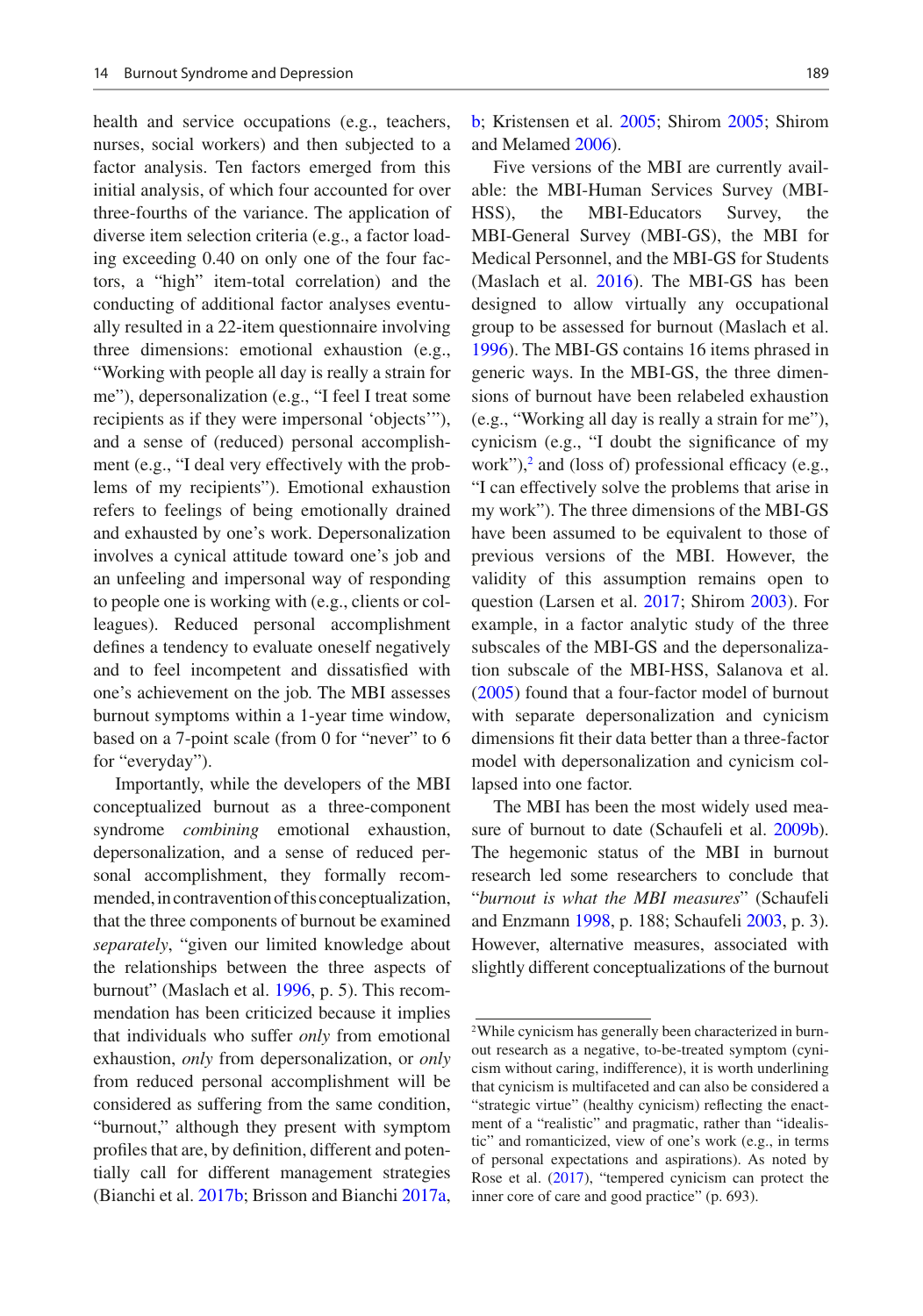health and service occupations (e.g., teachers, nurses, social workers) and then subjected to a factor analysis. Ten factors emerged from this initial analysis, of which four accounted for over three-fourths of the variance. The application of diverse item selection criteria (e.g., a factor loading exceeding 0.40 on only one of the four factors, a "high" item-total correlation) and the conducting of additional factor analyses eventually resulted in a 22-item questionnaire involving three dimensions: emotional exhaustion (e.g., "Working with people all day is really a strain for me"), depersonalization (e.g., "I feel I treat some recipients as if they were impersonal 'objects'"), and a sense of (reduced) personal accomplishment (e.g., "I deal very effectively with the problems of my recipients"). Emotional exhaustion refers to feelings of being emotionally drained and exhausted by one's work. Depersonalization involves a cynical attitude toward one's job and an unfeeling and impersonal way of responding to people one is working with (e.g., clients or colleagues). Reduced personal accomplishment defines a tendency to evaluate oneself negatively and to feel incompetent and dissatisfied with one's achievement on the job. The MBI assesses burnout symptoms within a 1-year time window, based on a 7-point scale (from 0 for "never" to 6 for "everyday").

Importantly, while the developers of the MBI conceptualized burnout as a three-component syndrome *combining* emotional exhaustion, depersonalization, and a sense of reduced personal accomplishment, they formally recommended, in contravention of this conceptualization, that the three components of burnout be examined *separately*, "given our limited knowledge about the relationships between the three aspects of burnout" (Maslach et al. 1996, p. 5). This recommendation has been criticized because it implies that individuals who suffer *only* from emotional exhaustion, *only* from depersonalization, or *only* from reduced personal accomplishment will be considered as suffering from the same condition, "burnout," although they present with symptom profiles that are, by definition, different and potentially call for different management strategies (Bianchi et al. 2017b; Brisson and Bianchi 2017a, b; Kristensen et al. 2005; Shirom 2005; Shirom and Melamed 2006).

Five versions of the MBI are currently available: the MBI-Human Services Survey (MBI-HSS), the MBI-Educators Survey, the MBI-General Survey (MBI-GS), the MBI for Medical Personnel, and the MBI-GS for Students (Maslach et al. 2016). The MBI-GS has been designed to allow virtually any occupational group to be assessed for burnout (Maslach et al. 1996). The MBI-GS contains 16 items phrased in generic ways. In the MBI-GS, the three dimensions of burnout have been relabeled exhaustion (e.g., "Working all day is really a strain for me"), cynicism (e.g., "I doubt the significance of my work"),[2] and (loss of) professional efficacy (e.g., "I can effectively solve the problems that arise in my work"). The three dimensions of the MBI-GS have been assumed to be equivalent to those of previous versions of the MBI. However, the validity of this assumption remains open to question (Larsen et al. 2017; Shirom 2003). For example, in a factor analytic study of the three subscales of the MBI-GS and the depersonalization subscale of the MBI-HSS, Salanova et al. (2005) found that a four-factor model of burnout with separate depersonalization and cynicism dimensions fit their data better than a three-factor model with depersonalization and cynicism collapsed into one factor.

The MBI has been the most widely used measure of burnout to date (Schaufeli et al. 2009b). The hegemonic status of the MBI in burnout research led some researchers to conclude that "*burnout is what the MBI measures*" (Schaufeli and Enzmann 1998, p. 188; Schaufeli 2003, p. 3). However, alternative measures, associated with slightly different conceptualizations of the burnout

[2] While cynicism has generally been characterized in burnout research as a negative, to-be-treated symptom (cynicism without caring, indifference), it is worth underlining that cynicism is multifaceted and can also be considered a "strategic virtue" (healthy cynicism) reflecting the enactment of a "realistic" and pragmatic, rather than "idealistic" and romanticized, view of one's work (e.g., in terms of personal expectations and aspirations). As noted by Rose et al. (2017), "tempered cynicism can protect the inner core of care and good practice" (p. 693).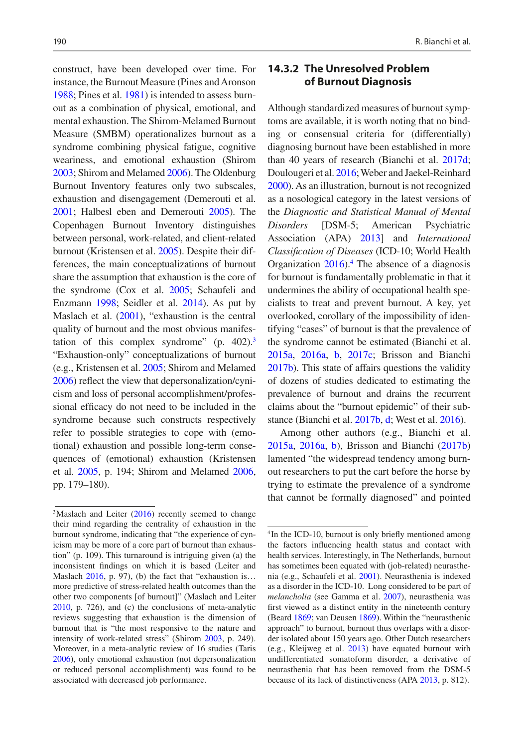construct, have been developed over time. For instance, the Burnout Measure (Pines and Aronson 1988; Pines et al. 1981) is intended to assess burnout as a combination of physical, emotional, and mental exhaustion. The Shirom-Melamed Burnout Measure (SMBM) operationalizes burnout as a syndrome combining physical fatigue, cognitive weariness, and emotional exhaustion (Shirom 2003; Shirom and Melamed 2006). The Oldenburg Burnout Inventory features only two subscales, exhaustion and disengagement (Demerouti et al. 2001; Halbesl eben and Demerouti 2005). The Copenhagen Burnout Inventory distinguishes between personal, work-related, and client-related burnout (Kristensen et al. 2005). Despite their differences, the main conceptualizations of burnout share the assumption that exhaustion is the core of the syndrome (Cox et al. 2005; Schaufeli and Enzmann 1998; Seidler et al. 2014). As put by Maslach et al. (2001), "exhaustion is the central quality of burnout and the most obvious manifestation of this complex syndrome" (p. 402).[3] "Exhaustion-only" conceptualizations of burnout (e.g., Kristensen et al. 2005; Shirom and Melamed 2006) reflect the view that depersonalization/cynicism and loss of personal accomplishment/professional efficacy do not need to be included in the syndrome because such constructs respectively refer to possible strategies to cope with (emotional) exhaustion and possible long-term consequences of (emotional) exhaustion (Kristensen et al. 2005, p. 194; Shirom and Melamed 2006, pp. 179–180).

[3]Maslach and Leiter (2016) recently seemed to change their mind regarding the centrality of exhaustion in the burnout syndrome, indicating that "the experience of cynicism may be more of a core part of burnout than exhaustion" (p. 109). This turnaround is intriguing given (a) the inconsistent findings on which it is based (Leiter and Maslach 2016, p. 97), (b) the fact that "exhaustion is… more predictive of stress-related health outcomes than the other two components [of burnout]" (Maslach and Leiter 2010, p. 726), and (c) the conclusions of meta-analytic reviews suggesting that exhaustion is the dimension of burnout that is "the most responsive to the nature and intensity of work-related stress" (Shirom 2003, p. 249). Moreover, in a meta-analytic review of 16 studies (Taris 2006), only emotional exhaustion (not depersonalization or reduced personal accomplishment) was found to be associated with decreased job performance.

### 14.3.2 The Unresolved Problem of Burnout Diagnosis

Although standardized measures of burnout symptoms are available, it is worth noting that no binding or consensual criteria for (differentially) diagnosing burnout have been established in more than 40 years of research (Bianchi et al. 2017d; Doulougeri et al. 2016; Weber and Jaekel-Reinhard 2000). As an illustration, burnout is not recognized as a nosological category in the latest versions of the *Diagnostic and Statistical Manual of Mental Disorders* [DSM-5; American Psychiatric Association (APA) 2013] and *International Classification of Diseases* (ICD-10; World Health Organization 2016).[4] The absence of a diagnosis for burnout is fundamentally problematic in that it undermines the ability of occupational health specialists to treat and prevent burnout. A key, yet overlooked, corollary of the impossibility of identifying "cases" of burnout is that the prevalence of the syndrome cannot be estimated (Bianchi et al. 2015a, 2016a, b, 2017c; Brisson and Bianchi 2017b). This state of affairs questions the validity of dozens of studies dedicated to estimating the prevalence of burnout and drains the recurrent claims about the "burnout epidemic" of their substance (Bianchi et al. 2017b, d; West et al. 2016).

Among other authors (e.g., Bianchi et al. 2015a, 2016a, b), Brisson and Bianchi (2017b) lamented "the widespread tendency among burnout researchers to put the cart before the horse by trying to estimate the prevalence of a syndrome that cannot be formally diagnosed" and pointed

[4]In the ICD-10, burnout is only briefly mentioned among the factors influencing health status and contact with health services. Interestingly, in The Netherlands, burnout has sometimes been equated with (job-related) neurasthenia (e.g., Schaufeli et al. 2001). Neurasthenia is indexed as a disorder in the ICD-10. Long considered to be part of *melancholia* (see Gamma et al. 2007), neurasthenia was first viewed as a distinct entity in the nineteenth century (Beard 1869; van Deusen 1869). Within the "neurasthenic approach" to burnout, burnout thus overlaps with a disorder isolated about 150 years ago. Other Dutch researchers (e.g., Kleijweg et al. 2013) have equated burnout with undifferentiated somatoform disorder, a derivative of neurasthenia that has been removed from the DSM-5 because of its lack of distinctiveness (APA 2013, p. 812).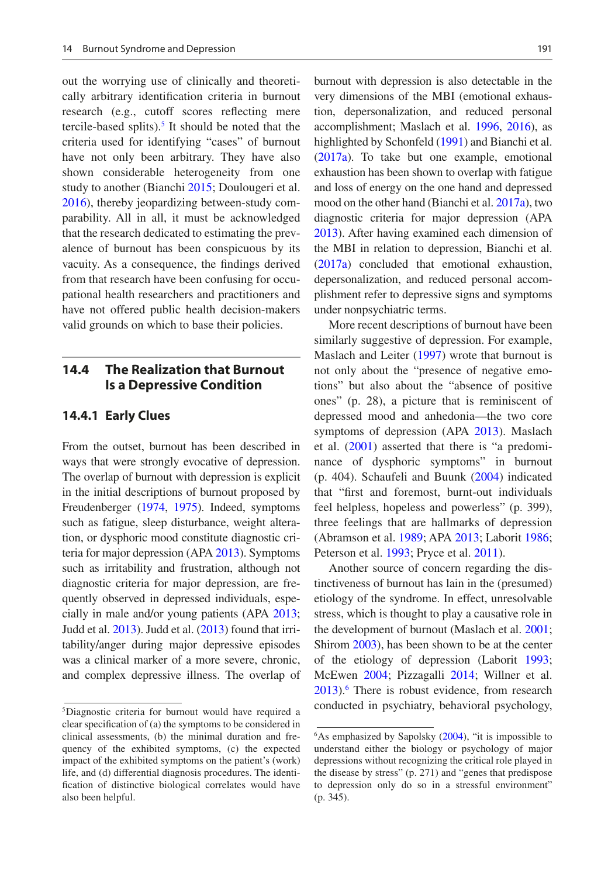out the worrying use of clinically and theoretically arbitrary identification criteria in burnout research (e.g., cutoff scores reflecting mere tercile-based splits).[5] It should be noted that the criteria used for identifying "cases" of burnout have not only been arbitrary. They have also shown considerable heterogeneity from one study to another (Bianchi 2015; Doulougeri et al. 2016), thereby jeopardizing between-study comparability. All in all, it must be acknowledged that the research dedicated to estimating the prevalence of burnout has been conspicuous by its vacuity. As a consequence, the findings derived from that research have been confusing for occupational health researchers and practitioners and have not offered public health decision-makers valid grounds on which to base their policies.

## 14.4 The Realization that Burnout Is a Depressive Condition

### 14.4.1 Early Clues

From the outset, burnout has been described in ways that were strongly evocative of depression. The overlap of burnout with depression is explicit in the initial descriptions of burnout proposed by Freudenberger (1974, 1975). Indeed, symptoms such as fatigue, sleep disturbance, weight alteration, or dysphoric mood constitute diagnostic criteria for major depression (APA 2013). Symptoms such as irritability and frustration, although not diagnostic criteria for major depression, are frequently observed in depressed individuals, especially in male and/or young patients (APA 2013; Judd et al. 2013). Judd et al. (2013) found that irritability/anger during major depressive episodes was a clinical marker of a more severe, chronic, and complex depressive illness. The overlap of burnout with depression is also detectable in the very dimensions of the MBI (emotional exhaustion, depersonalization, and reduced personal accomplishment; Maslach et al. 1996, 2016), as highlighted by Schonfeld (1991) and Bianchi et al. (2017a). To take but one example, emotional exhaustion has been shown to overlap with fatigue and loss of energy on the one hand and depressed mood on the other hand (Bianchi et al. 2017a), two diagnostic criteria for major depression (APA 2013). After having examined each dimension of the MBI in relation to depression, Bianchi et al. (2017a) concluded that emotional exhaustion, depersonalization, and reduced personal accomplishment refer to depressive signs and symptoms under nonpsychiatric terms.

More recent descriptions of burnout have been similarly suggestive of depression. For example, Maslach and Leiter (1997) wrote that burnout is not only about the "presence of negative emotions" but also about the "absence of positive ones" (p. 28), a picture that is reminiscent of depressed mood and anhedonia—the two core symptoms of depression (APA 2013). Maslach et al. (2001) asserted that there is "a predominance of dysphoric symptoms" in burnout (p. 404). Schaufeli and Buunk (2004) indicated that "first and foremost, burnt-out individuals feel helpless, hopeless and powerless" (p. 399), three feelings that are hallmarks of depression (Abramson et al. 1989; APA 2013; Laborit 1986; Peterson et al. 1993; Pryce et al. 2011).

Another source of concern regarding the distinctiveness of burnout has lain in the (presumed) etiology of the syndrome. In effect, unresolvable stress, which is thought to play a causative role in the development of burnout (Maslach et al. 2001; Shirom 2003), has been shown to be at the center of the etiology of depression (Laborit 1993; McEwen 2004; Pizzagalli 2014; Willner et al. 2013).[6] There is robust evidence, from research conducted in psychiatry, behavioral psychology,

[5] Diagnostic criteria for burnout would have required a clear specification of (a) the symptoms to be considered in clinical assessments, (b) the minimal duration and frequency of the exhibited symptoms, (c) the expected impact of the exhibited symptoms on the patient's (work) life, and (d) differential diagnosis procedures. The identification of distinctive biological correlates would have also been helpful.

[6] As emphasized by Sapolsky (2004), "it is impossible to understand either the biology or psychology of major depressions without recognizing the critical role played in the disease by stress" (p. 271) and "genes that predispose to depression only do so in a stressful environment" (p. 345).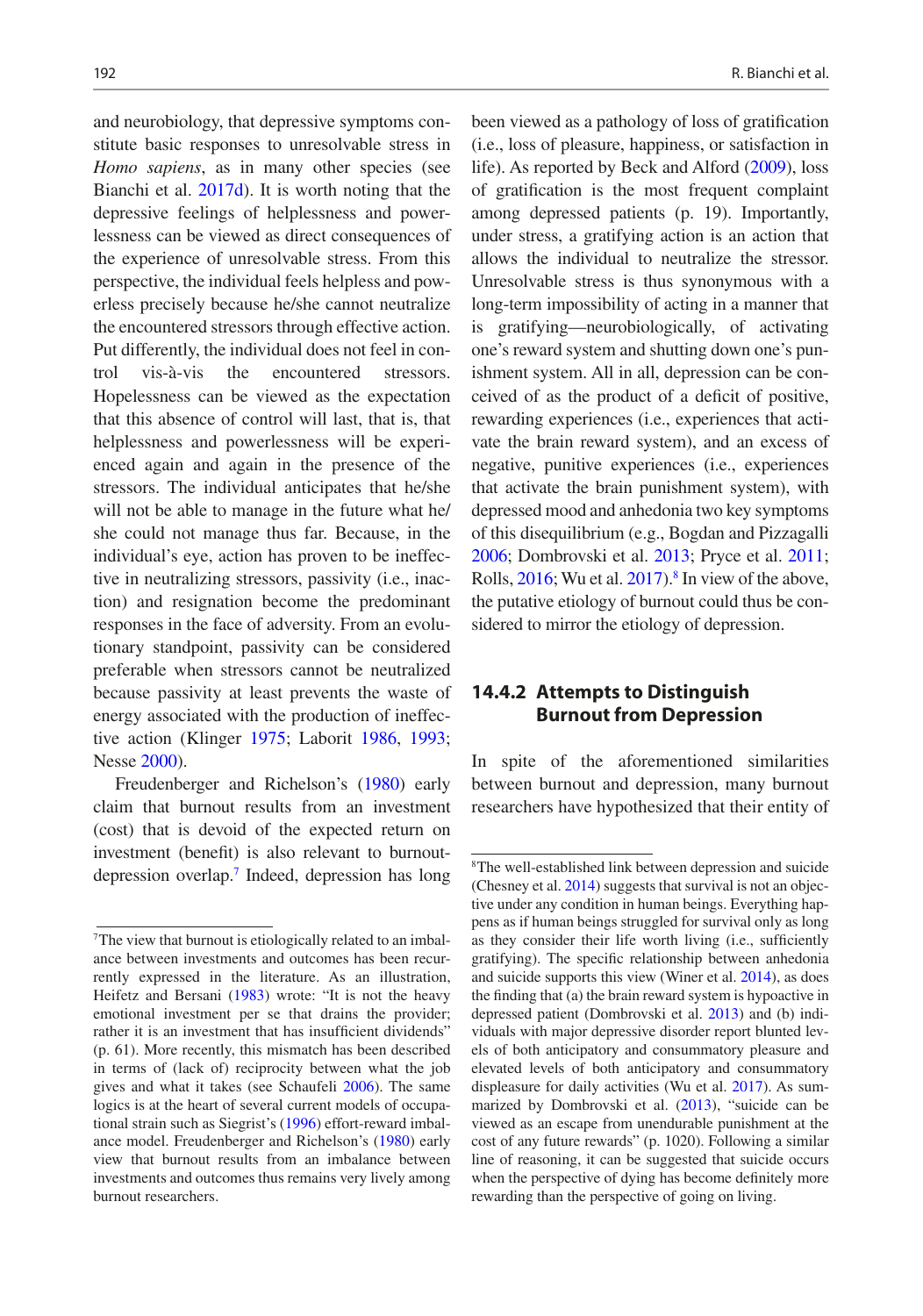and neurobiology, that depressive symptoms constitute basic responses to unresolvable stress in *Homo sapiens*, as in many other species (see Bianchi et al. 2017d). It is worth noting that the depressive feelings of helplessness and powerlessness can be viewed as direct consequences of the experience of unresolvable stress. From this perspective, the individual feels helpless and powerless precisely because he/she cannot neutralize the encountered stressors through effective action. Put differently, the individual does not feel in control vis-à-vis the encountered stressors. Hopelessness can be viewed as the expectation that this absence of control will last, that is, that helplessness and powerlessness will be experienced again and again in the presence of the stressors. The individual anticipates that he/she will not be able to manage in the future what he/she could not manage thus far. Because, in the individual's eye, action has proven to be ineffective in neutralizing stressors, passivity (i.e., inaction) and resignation become the predominant responses in the face of adversity. From an evolutionary standpoint, passivity can be considered preferable when stressors cannot be neutralized because passivity at least prevents the waste of energy associated with the production of ineffective action (Klinger 1975; Laborit 1986, 1993; Nesse 2000).

Freudenberger and Richelson's (1980) early claim that burnout results from an investment (cost) that is devoid of the expected return on investment (benefit) is also relevant to burnout-depression overlap.[7] Indeed, depression has long been viewed as a pathology of loss of gratification (i.e., loss of pleasure, happiness, or satisfaction in life). As reported by Beck and Alford (2009), loss of gratification is the most frequent complaint among depressed patients (p. 19). Importantly, under stress, a gratifying action is an action that allows the individual to neutralize the stressor. Unresolvable stress is thus synonymous with a long-term impossibility of acting in a manner that is gratifying—neurobiologically, of activating one's reward system and shutting down one's punishment system. All in all, depression can be conceived of as the product of a deficit of positive, rewarding experiences (i.e., experiences that activate the brain reward system), and an excess of negative, punitive experiences (i.e., experiences that activate the brain punishment system), with depressed mood and anhedonia two key symptoms of this disequilibrium (e.g., Bogdan and Pizzagalli 2006; Dombrovski et al. 2013; Pryce et al. 2011; Rolls, 2016; Wu et al. 2017).[8] In view of the above, the putative etiology of burnout could thus be considered to mirror the etiology of depression.

### 14.4.2 Attempts to Distinguish Burnout from Depression

In spite of the aforementioned similarities between burnout and depression, many burnout researchers have hypothesized that their entity of

---

[7] The view that burnout is etiologically related to an imbalance between investments and outcomes has been recurrently expressed in the literature. As an illustration, Heifetz and Bersani (1983) wrote: "It is not the heavy emotional investment per se that drains the provider; rather it is an investment that has insufficient dividends" (p. 61). More recently, this mismatch has been described in terms of (lack of) reciprocity between what the job gives and what it takes (see Schaufeli 2006). The same logics is at the heart of several current models of occupational strain such as Siegrist's (1996) effort-reward imbalance model. Freudenberger and Richelson's (1980) early view that burnout results from an imbalance between investments and outcomes thus remains very lively among burnout researchers.

[8] The well-established link between depression and suicide (Chesney et al. 2014) suggests that survival is not an objective under any condition in human beings. Everything happens as if human beings struggled for survival only as long as they consider their life worth living (i.e., sufficiently gratifying). The specific relationship between anhedonia and suicide supports this view (Winer et al. 2014), as does the finding that (a) the brain reward system is hypoactive in depressed patient (Dombrovski et al. 2013) and (b) individuals with major depressive disorder report blunted levels of both anticipatory and consummatory pleasure and elevated levels of both anticipatory and consummatory displeasure for daily activities (Wu et al. 2017). As summarized by Dombrovski et al. (2013), "suicide can be viewed as an escape from unendurable punishment at the cost of any future rewards" (p. 1020). Following a similar line of reasoning, it can be suggested that suicide occurs when the perspective of dying has become definitely more rewarding than the perspective of going on living.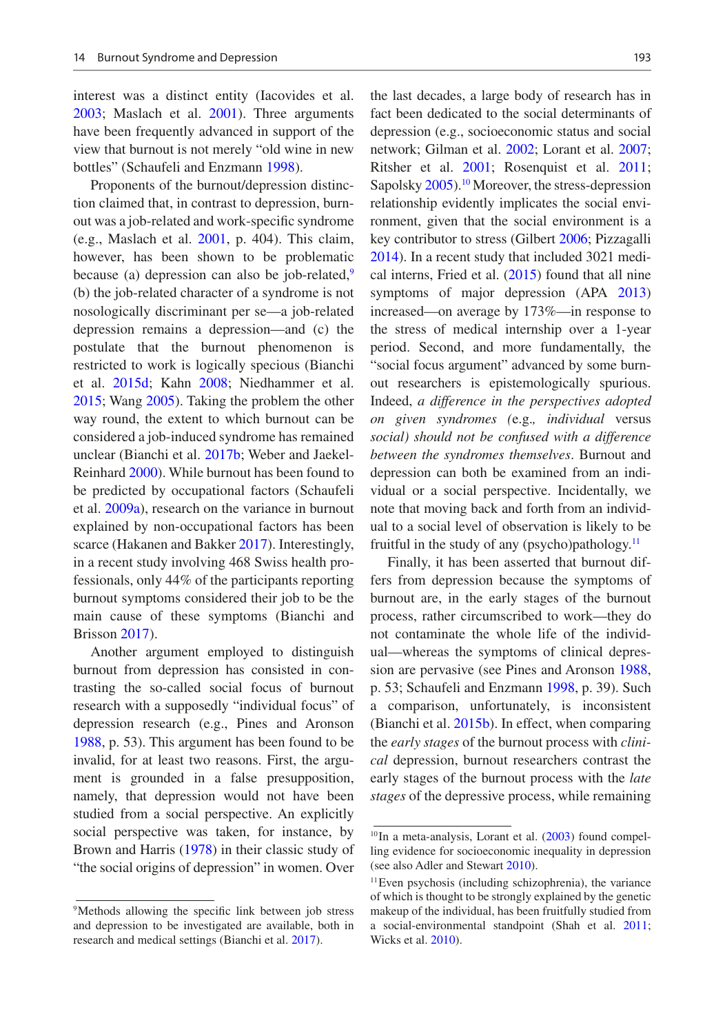interest was a distinct entity (Iacovides et al. 2003; Maslach et al. 2001). Three arguments have been frequently advanced in support of the view that burnout is not merely "old wine in new bottles" (Schaufeli and Enzmann 1998).

Proponents of the burnout/depression distinction claimed that, in contrast to depression, burnout was a job-related and work-specific syndrome (e.g., Maslach et al. 2001, p. 404). This claim, however, has been shown to be problematic because (a) depression can also be job-related,[9] (b) the job-related character of a syndrome is not nosologically discriminant per se—a job-related depression remains a depression—and (c) the postulate that the burnout phenomenon is restricted to work is logically specious (Bianchi et al. 2015d; Kahn 2008; Niedhammer et al. 2015; Wang 2005). Taking the problem the other way round, the extent to which burnout can be considered a job-induced syndrome has remained unclear (Bianchi et al. 2017b; Weber and Jaekel-Reinhard 2000). While burnout has been found to be predicted by occupational factors (Schaufeli et al. 2009a), research on the variance in burnout explained by non-occupational factors has been scarce (Hakanen and Bakker 2017). Interestingly, in a recent study involving 468 Swiss health professionals, only 44% of the participants reporting burnout symptoms considered their job to be the main cause of these symptoms (Bianchi and Brisson 2017).

Another argument employed to distinguish burnout from depression has consisted in contrasting the so-called social focus of burnout research with a supposedly "individual focus" of depression research (e.g., Pines and Aronson 1988, p. 53). This argument has been found to be invalid, for at least two reasons. First, the argument is grounded in a false presupposition, namely, that depression would not have been studied from a social perspective. An explicitly social perspective was taken, for instance, by Brown and Harris (1978) in their classic study of "the social origins of depression" in women. Over the last decades, a large body of research has in fact been dedicated to the social determinants of depression (e.g., socioeconomic status and social network; Gilman et al. 2002; Lorant et al. 2007; Ritsher et al. 2001; Rosenquist et al. 2011; Sapolsky 2005).[10] Moreover, the stress-depression relationship evidently implicates the social environment, given that the social environment is a key contributor to stress (Gilbert 2006; Pizzagalli 2014). In a recent study that included 3021 medical interns, Fried et al. (2015) found that all nine symptoms of major depression (APA 2013) increased—on average by 173%—in response to the stress of medical internship over a 1-year period. Second, and more fundamentally, the "social focus argument" advanced by some burnout researchers is epistemologically spurious. Indeed, *a difference in the perspectives adopted on given syndromes (*e.g.*, individual* versus *social) should not be confused with a difference between the syndromes themselves*. Burnout and depression can both be examined from an individual or a social perspective. Incidentally, we note that moving back and forth from an individual to a social level of observation is likely to be fruitful in the study of any (psycho)pathology.[11]

Finally, it has been asserted that burnout differs from depression because the symptoms of burnout are, in the early stages of the burnout process, rather circumscribed to work—they do not contaminate the whole life of the individual—whereas the symptoms of clinical depression are pervasive (see Pines and Aronson 1988, p. 53; Schaufeli and Enzmann 1998, p. 39). Such a comparison, unfortunately, is inconsistent (Bianchi et al. 2015b). In effect, when comparing the *early stages* of the burnout process with *clinical* depression, burnout researchers contrast the early stages of the burnout process with the *late stages* of the depressive process, while remaining

[9] Methods allowing the specific link between job stress and depression to be investigated are available, both in research and medical settings (Bianchi et al. 2017).

[10] In a meta-analysis, Lorant et al. (2003) found compelling evidence for socioeconomic inequality in depression (see also Adler and Stewart 2010).

[11] Even psychosis (including schizophrenia), the variance of which is thought to be strongly explained by the genetic makeup of the individual, has been fruitfully studied from a social-environmental standpoint (Shah et al. 2011; Wicks et al. 2010).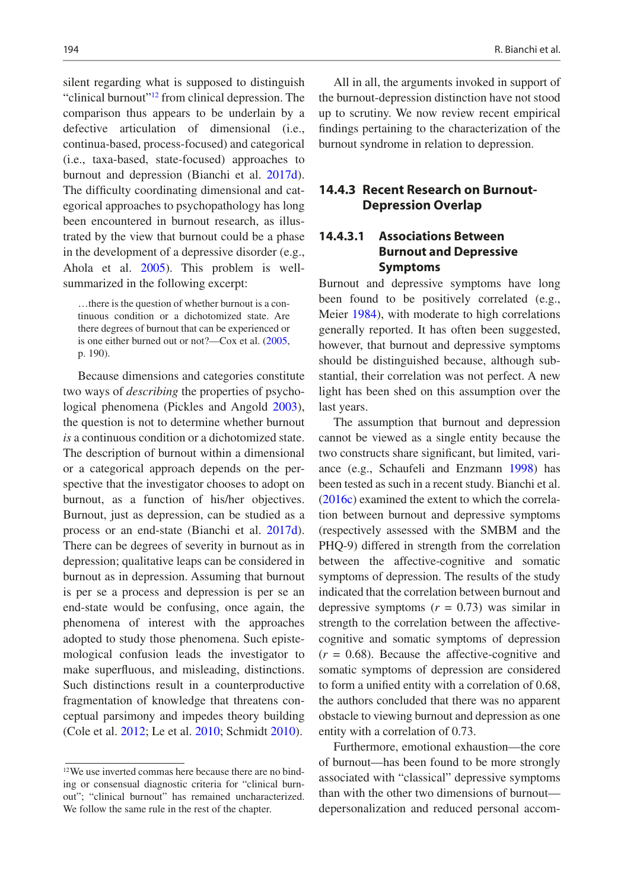silent regarding what is supposed to distinguish "clinical burnout"[12] from clinical depression. The comparison thus appears to be underlain by a defective articulation of dimensional (i.e., continua-based, process-focused) and categorical (i.e., taxa-based, state-focused) approaches to burnout and depression (Bianchi et al. 2017d). The difficulty coordinating dimensional and categorical approaches to psychopathology has long been encountered in burnout research, as illustrated by the view that burnout could be a phase in the development of a depressive disorder (e.g., Ahola et al. 2005). This problem is well-summarized in the following excerpt:

> …there is the question of whether burnout is a continuous condition or a dichotomized state. Are there degrees of burnout that can be experienced or is one either burned out or not?—Cox et al. (2005, p. 190).

Because dimensions and categories constitute two ways of *describing* the properties of psychological phenomena (Pickles and Angold 2003), the question is not to determine whether burnout *is* a continuous condition or a dichotomized state. The description of burnout within a dimensional or a categorical approach depends on the perspective that the investigator chooses to adopt on burnout, as a function of his/her objectives. Burnout, just as depression, can be studied as a process or an end-state (Bianchi et al. 2017d). There can be degrees of severity in burnout as in depression; qualitative leaps can be considered in burnout as in depression. Assuming that burnout is per se a process and depression is per se an end-state would be confusing, once again, the phenomena of interest with the approaches adopted to study those phenomena. Such epistemological confusion leads the investigator to make superfluous, and misleading, distinctions. Such distinctions result in a counterproductive fragmentation of knowledge that threatens conceptual parsimony and impedes theory building (Cole et al. 2012; Le et al. 2010; Schmidt 2010).

All in all, the arguments invoked in support of the burnout-depression distinction have not stood up to scrutiny. We now review recent empirical findings pertaining to the characterization of the burnout syndrome in relation to depression.

### 14.4.3 Recent Research on Burnout-Depression Overlap

#### 14.4.3.1 Associations Between Burnout and Depressive Symptoms

Burnout and depressive symptoms have long been found to be positively correlated (e.g., Meier 1984), with moderate to high correlations generally reported. It has often been suggested, however, that burnout and depressive symptoms should be distinguished because, although substantial, their correlation was not perfect. A new light has been shed on this assumption over the last years.

The assumption that burnout and depression cannot be viewed as a single entity because the two constructs share significant, but limited, variance (e.g., Schaufeli and Enzmann 1998) has been tested as such in a recent study. Bianchi et al. (2016c) examined the extent to which the correlation between burnout and depressive symptoms (respectively assessed with the SMBM and the PHQ-9) differed in strength from the correlation between the affective-cognitive and somatic symptoms of depression. The results of the study indicated that the correlation between burnout and depressive symptoms ($r = 0.73$) was similar in strength to the correlation between the affective-cognitive and somatic symptoms of depression ($r = 0.68$). Because the affective-cognitive and somatic symptoms of depression are considered to form a unified entity with a correlation of 0.68, the authors concluded that there was no apparent obstacle to viewing burnout and depression as one entity with a correlation of 0.73.

Furthermore, emotional exhaustion—the core of burnout—has been found to be more strongly associated with "classical" depressive symptoms than with the other two dimensions of burnout—depersonalization and reduced personal accom-

[12] We use inverted commas here because there are no binding or consensual diagnostic criteria for "clinical burnout"; "clinical burnout" has remained uncharacterized. We follow the same rule in the rest of the chapter.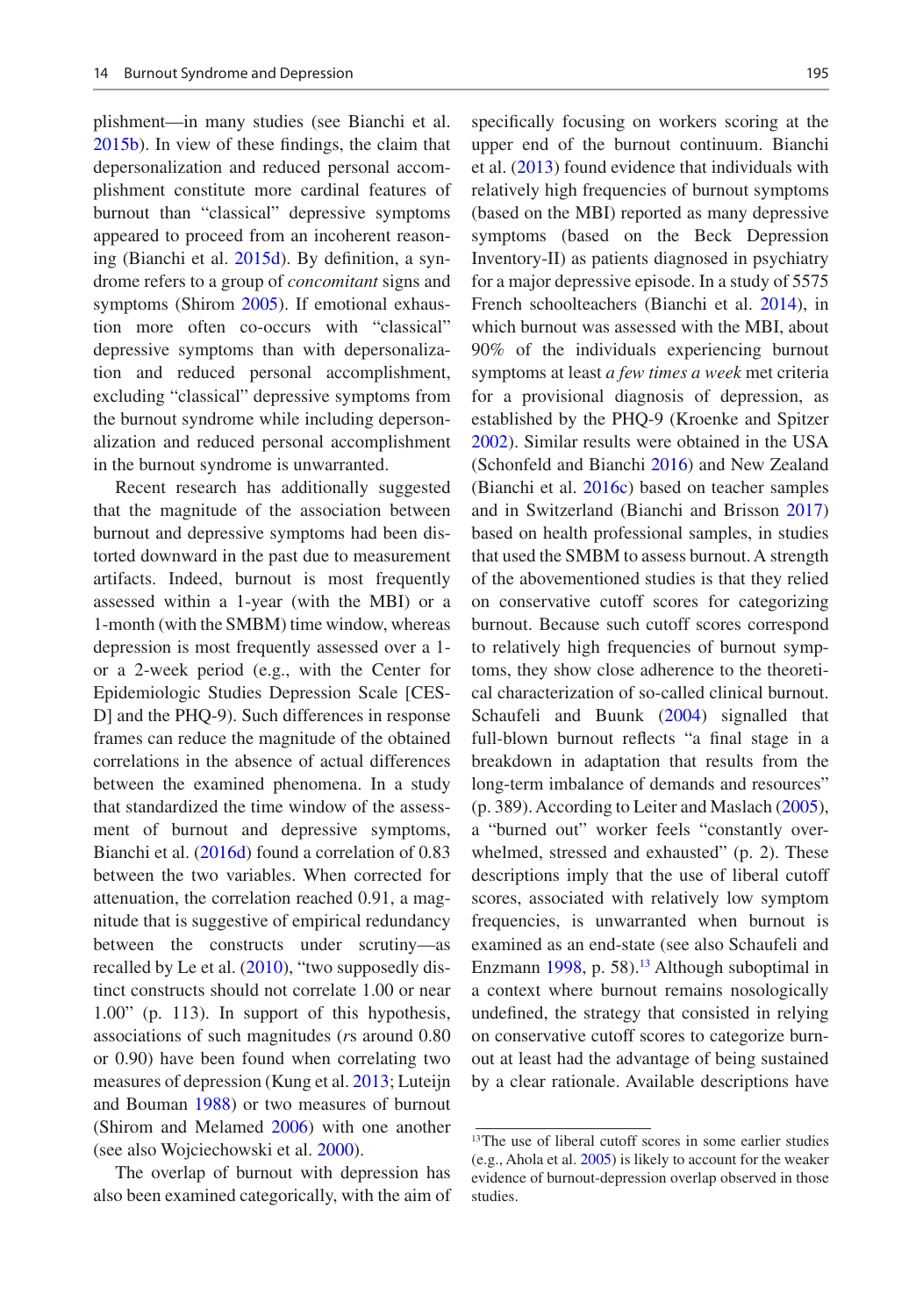plishment—in many studies (see Bianchi et al. 2015b). In view of these findings, the claim that depersonalization and reduced personal accomplishment constitute more cardinal features of burnout than "classical" depressive symptoms appeared to proceed from an incoherent reasoning (Bianchi et al. 2015d). By definition, a syndrome refers to a group of *concomitant* signs and symptoms (Shirom 2005). If emotional exhaustion more often co-occurs with "classical" depressive symptoms than with depersonalization and reduced personal accomplishment, excluding "classical" depressive symptoms from the burnout syndrome while including depersonalization and reduced personal accomplishment in the burnout syndrome is unwarranted.

Recent research has additionally suggested that the magnitude of the association between burnout and depressive symptoms had been distorted downward in the past due to measurement artifacts. Indeed, burnout is most frequently assessed within a 1-year (with the MBI) or a 1-month (with the SMBM) time window, whereas depression is most frequently assessed over a 1- or a 2-week period (e.g., with the Center for Epidemiologic Studies Depression Scale [CES-D] and the PHQ-9). Such differences in response frames can reduce the magnitude of the obtained correlations in the absence of actual differences between the examined phenomena. In a study that standardized the time window of the assessment of burnout and depressive symptoms, Bianchi et al. (2016d) found a correlation of 0.83 between the two variables. When corrected for attenuation, the correlation reached 0.91, a magnitude that is suggestive of empirical redundancy between the constructs under scrutiny—as recalled by Le et al. (2010), "two supposedly distinct constructs should not correlate 1.00 or near 1.00" (p. 113). In support of this hypothesis, associations of such magnitudes (*r*s around 0.80 or 0.90) have been found when correlating two measures of depression (Kung et al. 2013; Luteijn and Bouman 1988) or two measures of burnout (Shirom and Melamed 2006) with one another (see also Wojciechowski et al. 2000).

The overlap of burnout with depression has also been examined categorically, with the aim of specifically focusing on workers scoring at the upper end of the burnout continuum. Bianchi et al. (2013) found evidence that individuals with relatively high frequencies of burnout symptoms (based on the MBI) reported as many depressive symptoms (based on the Beck Depression Inventory-II) as patients diagnosed in psychiatry for a major depressive episode. In a study of 5575 French schoolteachers (Bianchi et al. 2014), in which burnout was assessed with the MBI, about 90% of the individuals experiencing burnout symptoms at least *a few times a week* met criteria for a provisional diagnosis of depression, as established by the PHQ-9 (Kroenke and Spitzer 2002). Similar results were obtained in the USA (Schonfeld and Bianchi 2016) and New Zealand (Bianchi et al. 2016c) based on teacher samples and in Switzerland (Bianchi and Brisson 2017) based on health professional samples, in studies that used the SMBM to assess burnout. A strength of the abovementioned studies is that they relied on conservative cutoff scores for categorizing burnout. Because such cutoff scores correspond to relatively high frequencies of burnout symptoms, they show close adherence to the theoretical characterization of so-called clinical burnout. Schaufeli and Buunk (2004) signalled that full-blown burnout reflects "a final stage in a breakdown in adaptation that results from the long-term imbalance of demands and resources" (p. 389). According to Leiter and Maslach (2005), a "burned out" worker feels "constantly overwhelmed, stressed and exhausted" (p. 2). These descriptions imply that the use of liberal cutoff scores, associated with relatively low symptom frequencies, is unwarranted when burnout is examined as an end-state (see also Schaufeli and Enzmann 1998, p. 58).[13] Although suboptimal in a context where burnout remains nosologically undefined, the strategy that consisted in relying on conservative cutoff scores to categorize burnout at least had the advantage of being sustained by a clear rationale. Available descriptions have

[13]The use of liberal cutoff scores in some earlier studies (e.g., Ahola et al. 2005) is likely to account for the weaker evidence of burnout-depression overlap observed in those studies.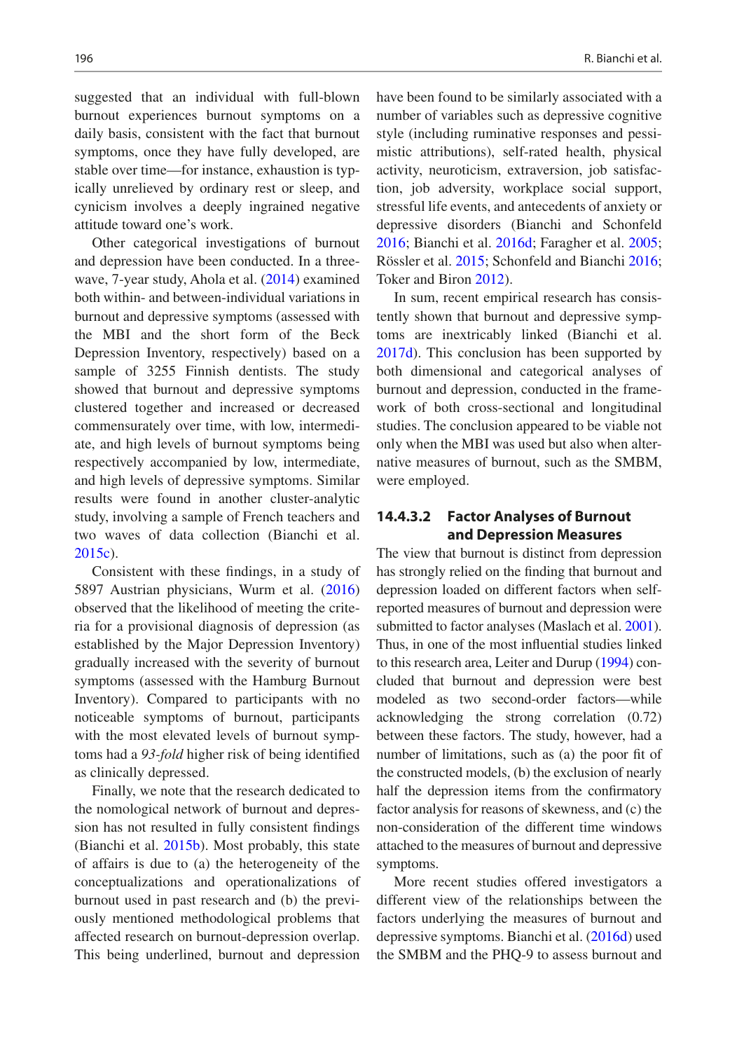suggested that an individual with full-blown burnout experiences burnout symptoms on a daily basis, consistent with the fact that burnout symptoms, once they have fully developed, are stable over time—for instance, exhaustion is typically unrelieved by ordinary rest or sleep, and cynicism involves a deeply ingrained negative attitude toward one's work.

Other categorical investigations of burnout and depression have been conducted. In a three-wave, 7-year study, Ahola et al. (2014) examined both within- and between-individual variations in burnout and depressive symptoms (assessed with the MBI and the short form of the Beck Depression Inventory, respectively) based on a sample of 3255 Finnish dentists. The study showed that burnout and depressive symptoms clustered together and increased or decreased commensurately over time, with low, intermediate, and high levels of burnout symptoms being respectively accompanied by low, intermediate, and high levels of depressive symptoms. Similar results were found in another cluster-analytic study, involving a sample of French teachers and two waves of data collection (Bianchi et al. 2015c).

Consistent with these findings, in a study of 5897 Austrian physicians, Wurm et al. (2016) observed that the likelihood of meeting the criteria for a provisional diagnosis of depression (as established by the Major Depression Inventory) gradually increased with the severity of burnout symptoms (assessed with the Hamburg Burnout Inventory). Compared to participants with no noticeable symptoms of burnout, participants with the most elevated levels of burnout symptoms had a *93-fold* higher risk of being identified as clinically depressed.

Finally, we note that the research dedicated to the nomological network of burnout and depression has not resulted in fully consistent findings (Bianchi et al. 2015b). Most probably, this state of affairs is due to (a) the heterogeneity of the conceptualizations and operationalizations of burnout used in past research and (b) the previously mentioned methodological problems that affected research on burnout-depression overlap. This being underlined, burnout and depression have been found to be similarly associated with a number of variables such as depressive cognitive style (including ruminative responses and pessimistic attributions), self-rated health, physical activity, neuroticism, extraversion, job satisfaction, job adversity, workplace social support, stressful life events, and antecedents of anxiety or depressive disorders (Bianchi and Schonfeld 2016; Bianchi et al. 2016d; Faragher et al. 2005; Rössler et al. 2015; Schonfeld and Bianchi 2016; Toker and Biron 2012).

In sum, recent empirical research has consistently shown that burnout and depressive symptoms are inextricably linked (Bianchi et al. 2017d). This conclusion has been supported by both dimensional and categorical analyses of burnout and depression, conducted in the framework of both cross-sectional and longitudinal studies. The conclusion appeared to be viable not only when the MBI was used but also when alternative measures of burnout, such as the SMBM, were employed.

#### 14.4.3.2 Factor Analyses of Burnout and Depression Measures

The view that burnout is distinct from depression has strongly relied on the finding that burnout and depression loaded on different factors when self-reported measures of burnout and depression were submitted to factor analyses (Maslach et al. 2001). Thus, in one of the most influential studies linked to this research area, Leiter and Durup (1994) concluded that burnout and depression were best modeled as two second-order factors—while acknowledging the strong correlation (0.72) between these factors. The study, however, had a number of limitations, such as (a) the poor fit of the constructed models, (b) the exclusion of nearly half the depression items from the confirmatory factor analysis for reasons of skewness, and (c) the non-consideration of the different time windows attached to the measures of burnout and depressive symptoms.

More recent studies offered investigators a different view of the relationships between the factors underlying the measures of burnout and depressive symptoms. Bianchi et al. (2016d) used the SMBM and the PHQ-9 to assess burnout and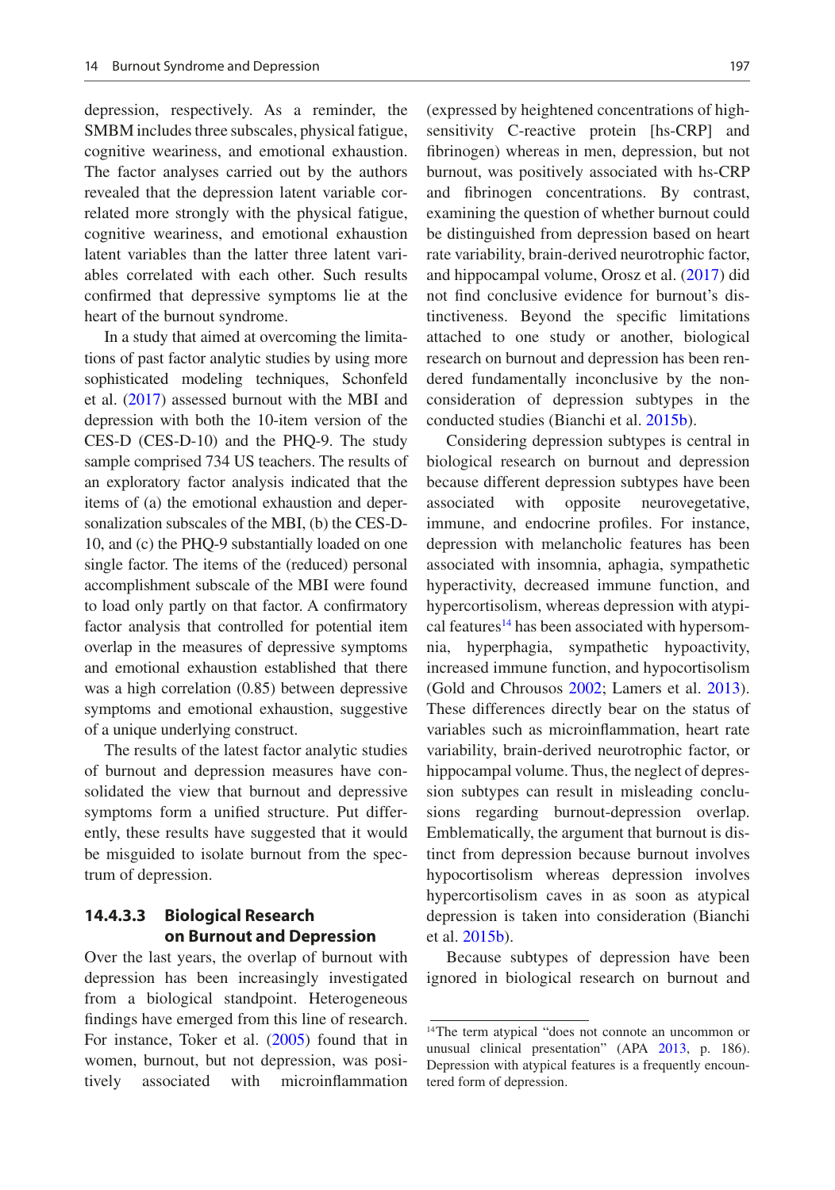depression, respectively. As a reminder, the SMBM includes three subscales, physical fatigue, cognitive weariness, and emotional exhaustion. The factor analyses carried out by the authors revealed that the depression latent variable correlated more strongly with the physical fatigue, cognitive weariness, and emotional exhaustion latent variables than the latter three latent variables correlated with each other. Such results confirmed that depressive symptoms lie at the heart of the burnout syndrome.

In a study that aimed at overcoming the limitations of past factor analytic studies by using more sophisticated modeling techniques, Schonfeld et al. (2017) assessed burnout with the MBI and depression with both the 10-item version of the CES-D (CES-D-10) and the PHQ-9. The study sample comprised 734 US teachers. The results of an exploratory factor analysis indicated that the items of (a) the emotional exhaustion and depersonalization subscales of the MBI, (b) the CES-D-10, and (c) the PHQ-9 substantially loaded on one single factor. The items of the (reduced) personal accomplishment subscale of the MBI were found to load only partly on that factor. A confirmatory factor analysis that controlled for potential item overlap in the measures of depressive symptoms and emotional exhaustion established that there was a high correlation (0.85) between depressive symptoms and emotional exhaustion, suggestive of a unique underlying construct.

The results of the latest factor analytic studies of burnout and depression measures have consolidated the view that burnout and depressive symptoms form a unified structure. Put differently, these results have suggested that it would be misguided to isolate burnout from the spectrum of depression.

#### 14.4.3.3 Biological Research on Burnout and Depression

Over the last years, the overlap of burnout with depression has been increasingly investigated from a biological standpoint. Heterogeneous findings have emerged from this line of research. For instance, Toker et al. (2005) found that in women, burnout, but not depression, was positively associated with microinflammation (expressed by heightened concentrations of high-sensitivity C-reactive protein [hs-CRP] and fibrinogen) whereas in men, depression, but not burnout, was positively associated with hs-CRP and fibrinogen concentrations. By contrast, examining the question of whether burnout could be distinguished from depression based on heart rate variability, brain-derived neurotrophic factor, and hippocampal volume, Orosz et al. (2017) did not find conclusive evidence for burnout's distinctiveness. Beyond the specific limitations attached to one study or another, biological research on burnout and depression has been rendered fundamentally inconclusive by the non-consideration of depression subtypes in the conducted studies (Bianchi et al. 2015b).

Considering depression subtypes is central in biological research on burnout and depression because different depression subtypes have been associated with opposite neurovegetative, immune, and endocrine profiles. For instance, depression with melancholic features has been associated with insomnia, aphagia, sympathetic hyperactivity, decreased immune function, and hypercortisolism, whereas depression with atypical features[14] has been associated with hypersomnia, hyperphagia, sympathetic hypoactivity, increased immune function, and hypocortisolism (Gold and Chrousos 2002; Lamers et al. 2013). These differences directly bear on the status of variables such as microinflammation, heart rate variability, brain-derived neurotrophic factor, or hippocampal volume. Thus, the neglect of depression subtypes can result in misleading conclusions regarding burnout-depression overlap. Emblematically, the argument that burnout is distinct from depression because burnout involves hypocortisolism whereas depression involves hypercortisolism caves in as soon as atypical depression is taken into consideration (Bianchi et al. 2015b).

Because subtypes of depression have been ignored in biological research on burnout and

[14] The term atypical "does not connote an uncommon or unusual clinical presentation" (APA 2013, p. 186). Depression with atypical features is a frequently encountered form of depression.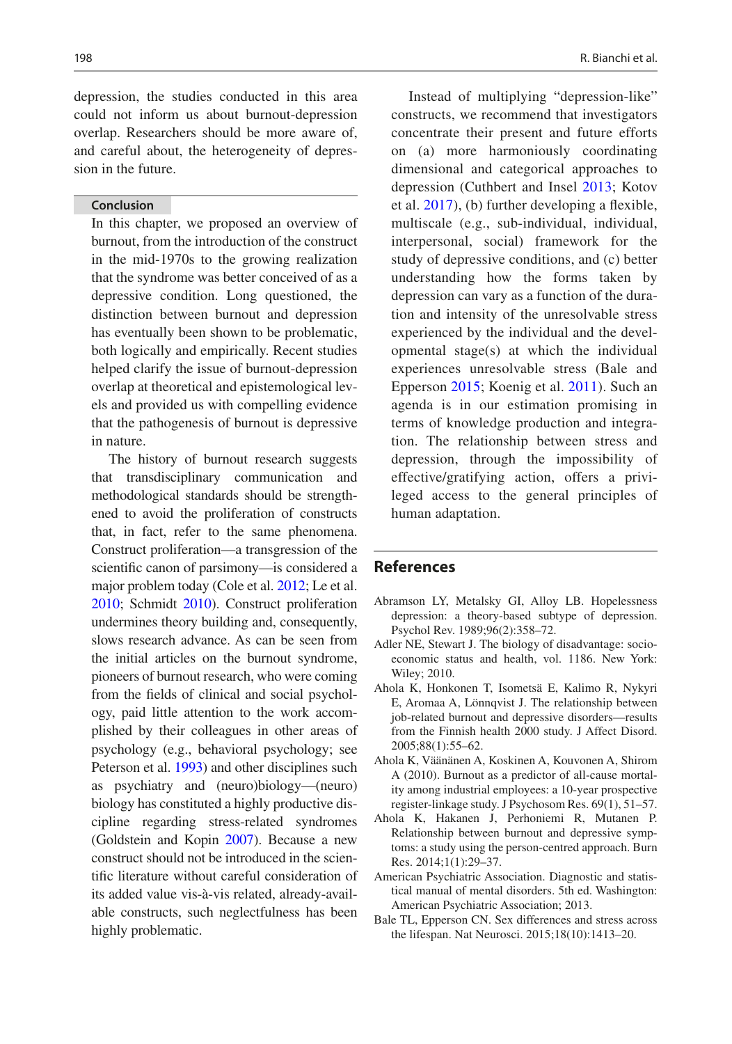depression, the studies conducted in this area could not inform us about burnout-depression overlap. Researchers should be more aware of, and careful about, the heterogeneity of depression in the future.

## Conclusion

In this chapter, we proposed an overview of burnout, from the introduction of the construct in the mid-1970s to the growing realization that the syndrome was better conceived of as a depressive condition. Long questioned, the distinction between burnout and depression has eventually been shown to be problematic, both logically and empirically. Recent studies helped clarify the issue of burnout-depression overlap at theoretical and epistemological levels and provided us with compelling evidence that the pathogenesis of burnout is depressive in nature.

The history of burnout research suggests that transdisciplinary communication and methodological standards should be strengthened to avoid the proliferation of constructs that, in fact, refer to the same phenomena. Construct proliferation—a transgression of the scientific canon of parsimony—is considered a major problem today (Cole et al. 2012; Le et al. 2010; Schmidt 2010). Construct proliferation undermines theory building and, consequently, slows research advance. As can be seen from the initial articles on the burnout syndrome, pioneers of burnout research, who were coming from the fields of clinical and social psychology, paid little attention to the work accomplished by their colleagues in other areas of psychology (e.g., behavioral psychology; see Peterson et al. 1993) and other disciplines such as psychiatry and (neuro)biology—(neuro) biology has constituted a highly productive discipline regarding stress-related syndromes (Goldstein and Kopin 2007). Because a new construct should not be introduced in the scientific literature without careful consideration of its added value vis-à-vis related, already-available constructs, such neglectfulness has been highly problematic.

Instead of multiplying "depression-like" constructs, we recommend that investigators concentrate their present and future efforts on (a) more harmoniously coordinating dimensional and categorical approaches to depression (Cuthbert and Insel 2013; Kotov et al. 2017), (b) further developing a flexible, multiscale (e.g., sub-individual, individual, interpersonal, social) framework for the study of depressive conditions, and (c) better understanding how the forms taken by depression can vary as a function of the duration and intensity of the unresolvable stress experienced by the individual and the developmental stage(s) at which the individual experiences unresolvable stress (Bale and Epperson 2015; Koenig et al. 2011). Such an agenda is in our estimation promising in terms of knowledge production and integration. The relationship between stress and depression, through the impossibility of effective/gratifying action, offers a privileged access to the general principles of human adaptation.

## References

Abramson LY, Metalsky GI, Alloy LB. Hopelessness depression: a theory-based subtype of depression. Psychol Rev. 1989;96(2):358–72.

Adler NE, Stewart J. The biology of disadvantage: socioeconomic status and health, vol. 1186. New York: Wiley; 2010.

Ahola K, Honkonen T, Isometsä E, Kalimo R, Nykyri E, Aromaa A, Lönnqvist J. The relationship between job-related burnout and depressive disorders—results from the Finnish health 2000 study. J Affect Disord. 2005;88(1):55–62.

Ahola K, Väänänen A, Koskinen A, Kouvonen A, Shirom A (2010). Burnout as a predictor of all-cause mortality among industrial employees: a 10-year prospective register-linkage study. J Psychosom Res. 69(1), 51–57.

Ahola K, Hakanen J, Perhoniemi R, Mutanen P. Relationship between burnout and depressive symptoms: a study using the person-centred approach. Burn Res. 2014;1(1):29–37.

American Psychiatric Association. Diagnostic and statistical manual of mental disorders. 5th ed. Washington: American Psychiatric Association; 2013.

Bale TL, Epperson CN. Sex differences and stress across the lifespan. Nat Neurosci. 2015;18(10):1413–20.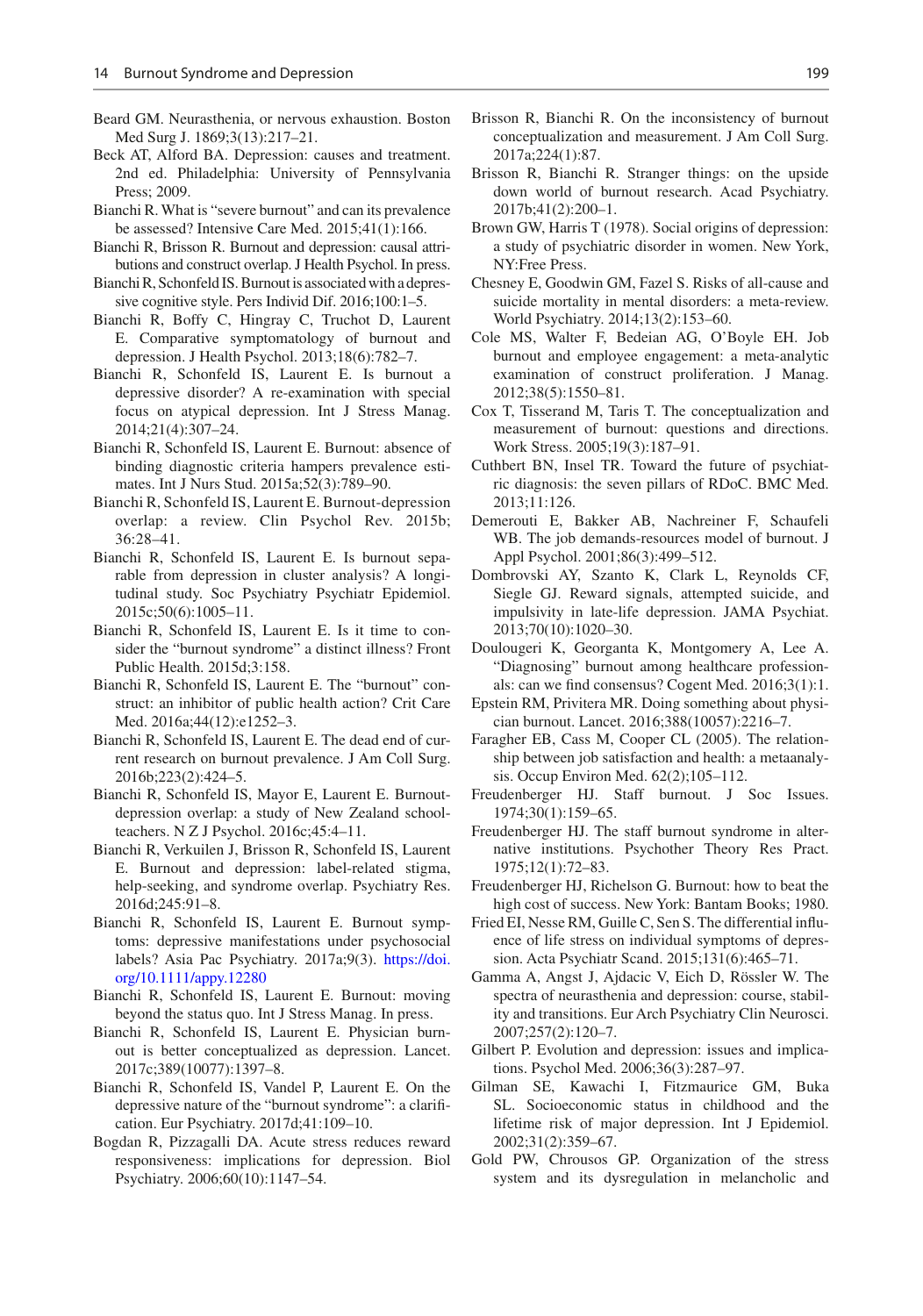Beard GM. Neurasthenia, or nervous exhaustion. Boston Med Surg J. 1869;3(13):217–21.

Beck AT, Alford BA. Depression: causes and treatment. 2nd ed. Philadelphia: University of Pennsylvania Press; 2009.

Bianchi R. What is "severe burnout" and can its prevalence be assessed? Intensive Care Med. 2015;41(1):166.

Bianchi R, Brisson R. Burnout and depression: causal attributions and construct overlap. J Health Psychol. In press.

Bianchi R, Schonfeld IS. Burnout is associated with a depressive cognitive style. Pers Individ Dif. 2016;100:1–5.

Bianchi R, Boffy C, Hingray C, Truchot D, Laurent E. Comparative symptomatology of burnout and depression. J Health Psychol. 2013;18(6):782–7.

Bianchi R, Schonfeld IS, Laurent E. Is burnout a depressive disorder? A re-examination with special focus on atypical depression. Int J Stress Manag. 2014;21(4):307–24.

Bianchi R, Schonfeld IS, Laurent E. Burnout: absence of binding diagnostic criteria hampers prevalence estimates. Int J Nurs Stud. 2015a;52(3):789–90.

Bianchi R, Schonfeld IS, Laurent E. Burnout-depression overlap: a review. Clin Psychol Rev. 2015b; 36:28–41.

Bianchi R, Schonfeld IS, Laurent E. Is burnout separable from depression in cluster analysis? A longitudinal study. Soc Psychiatry Psychiatr Epidemiol. 2015c;50(6):1005–11.

Bianchi R, Schonfeld IS, Laurent E. Is it time to consider the "burnout syndrome" a distinct illness? Front Public Health. 2015d;3:158.

Bianchi R, Schonfeld IS, Laurent E. The "burnout" construct: an inhibitor of public health action? Crit Care Med. 2016a;44(12):e1252–3.

Bianchi R, Schonfeld IS, Laurent E. The dead end of current research on burnout prevalence. J Am Coll Surg. 2016b;223(2):424–5.

Bianchi R, Schonfeld IS, Mayor E, Laurent E. Burnout-depression overlap: a study of New Zealand schoolteachers. N Z J Psychol. 2016c;45:4–11.

Bianchi R, Verkuilen J, Brisson R, Schonfeld IS, Laurent E. Burnout and depression: label-related stigma, help-seeking, and syndrome overlap. Psychiatry Res. 2016d;245:91–8.

Bianchi R, Schonfeld IS, Laurent E. Burnout symptoms: depressive manifestations under psychosocial labels? Asia Pac Psychiatry. 2017a;9(3). https://doi.org/10.1111/appy.12280

Bianchi R, Schonfeld IS, Laurent E. Burnout: moving beyond the status quo. Int J Stress Manag. In press.

Bianchi R, Schonfeld IS, Laurent E. Physician burnout is better conceptualized as depression. Lancet. 2017c;389(10077):1397–8.

Bianchi R, Schonfeld IS, Vandel P, Laurent E. On the depressive nature of the "burnout syndrome": a clarification. Eur Psychiatry. 2017d;41:109–10.

Bogdan R, Pizzagalli DA. Acute stress reduces reward responsiveness: implications for depression. Biol Psychiatry. 2006;60(10):1147–54.

Brisson R, Bianchi R. On the inconsistency of burnout conceptualization and measurement. J Am Coll Surg. 2017a;224(1):87.

Brisson R, Bianchi R. Stranger things: on the upside down world of burnout research. Acad Psychiatry. 2017b;41(2):200–1.

Brown GW, Harris T (1978). Social origins of depression: a study of psychiatric disorder in women. New York, NY:Free Press.

Chesney E, Goodwin GM, Fazel S. Risks of all-cause and suicide mortality in mental disorders: a meta-review. World Psychiatry. 2014;13(2):153–60.

Cole MS, Walter F, Bedeian AG, O'Boyle EH. Job burnout and employee engagement: a meta-analytic examination of construct proliferation. J Manag. 2012;38(5):1550–81.

Cox T, Tisserand M, Taris T. The conceptualization and measurement of burnout: questions and directions. Work Stress. 2005;19(3):187–91.

Cuthbert BN, Insel TR. Toward the future of psychiatric diagnosis: the seven pillars of RDoC. BMC Med. 2013;11:126.

Demerouti E, Bakker AB, Nachreiner F, Schaufeli WB. The job demands-resources model of burnout. J Appl Psychol. 2001;86(3):499–512.

Dombrovski AY, Szanto K, Clark L, Reynolds CF, Siegle GJ. Reward signals, attempted suicide, and impulsivity in late-life depression. JAMA Psychiat. 2013;70(10):1020–30.

Doulougeri K, Georganta K, Montgomery A, Lee A. "Diagnosing" burnout among healthcare professionals: can we find consensus? Cogent Med. 2016;3(1):1.

Epstein RM, Privitera MR. Doing something about physician burnout. Lancet. 2016;388(10057):2216–7.

Faragher EB, Cass M, Cooper CL (2005). The relationship between job satisfaction and health: a metaanalysis. Occup Environ Med. 62(2);105–112.

Freudenberger HJ. Staff burnout. J Soc Issues. 1974;30(1):159–65.

Freudenberger HJ. The staff burnout syndrome in alternative institutions. Psychother Theory Res Pract. 1975;12(1):72–83.

Freudenberger HJ, Richelson G. Burnout: how to beat the high cost of success. New York: Bantam Books; 1980.

Fried EI, Nesse RM, Guille C, Sen S. The differential influence of life stress on individual symptoms of depression. Acta Psychiatr Scand. 2015;131(6):465–71.

Gamma A, Angst J, Ajdacic V, Eich D, Rössler W. The spectra of neurasthenia and depression: course, stability and transitions. Eur Arch Psychiatry Clin Neurosci. 2007;257(2):120–7.

Gilbert P. Evolution and depression: issues and implications. Psychol Med. 2006;36(3):287–97.

Gilman SE, Kawachi I, Fitzmaurice GM, Buka SL. Socioeconomic status in childhood and the lifetime risk of major depression. Int J Epidemiol. 2002;31(2):359–67.

Gold PW, Chrousos GP. Organization of the stress system and its dysregulation in melancholic and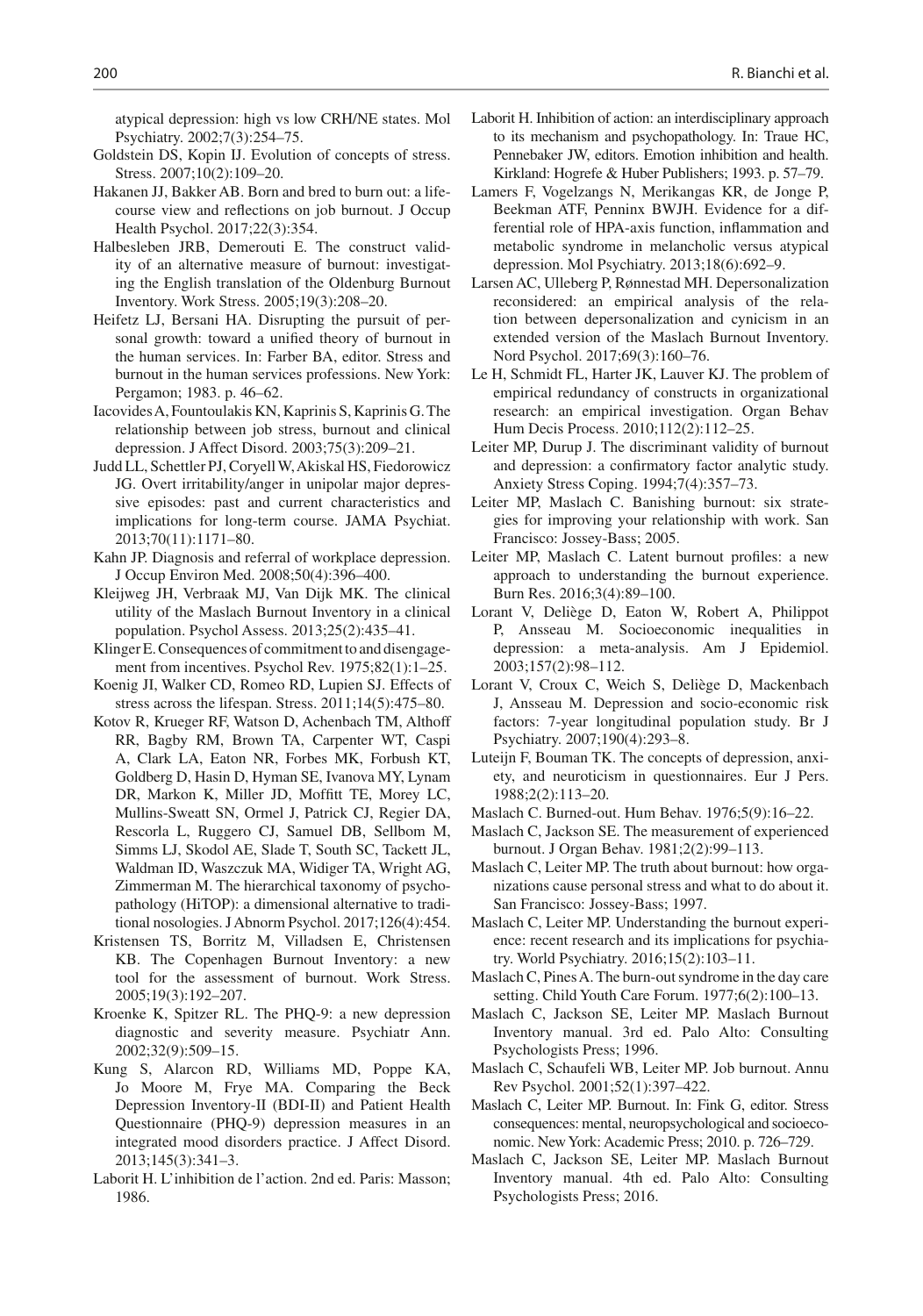atypical depression: high vs low CRH/NE states. Mol Psychiatry. 2002;7(3):254–75.

Goldstein DS, Kopin IJ. Evolution of concepts of stress. Stress. 2007;10(2):109–20.

Hakanen JJ, Bakker AB. Born and bred to burn out: a life-course view and reflections on job burnout. J Occup Health Psychol. 2017;22(3):354.

Halbesleben JRB, Demerouti E. The construct validity of an alternative measure of burnout: investigating the English translation of the Oldenburg Burnout Inventory. Work Stress. 2005;19(3):208–20.

Heifetz LJ, Bersani HA. Disrupting the pursuit of personal growth: toward a unified theory of burnout in the human services. In: Farber BA, editor. Stress and burnout in the human services professions. New York: Pergamon; 1983. p. 46–62.

Iacovides A, Fountoulakis KN, Kaprinis S, Kaprinis G. The relationship between job stress, burnout and clinical depression. J Affect Disord. 2003;75(3):209–21.

Judd LL, Schettler PJ, Coryell W, Akiskal HS, Fiedorowicz JG. Overt irritability/anger in unipolar major depressive episodes: past and current characteristics and implications for long-term course. JAMA Psychiat. 2013;70(11):1171–80.

Kahn JP. Diagnosis and referral of workplace depression. J Occup Environ Med. 2008;50(4):396–400.

Kleijweg JH, Verbraak MJ, Van Dijk MK. The clinical utility of the Maslach Burnout Inventory in a clinical population. Psychol Assess. 2013;25(2):435–41.

Klinger E. Consequences of commitment to and disengagement from incentives. Psychol Rev. 1975;82(1):1–25.

Koenig JI, Walker CD, Romeo RD, Lupien SJ. Effects of stress across the lifespan. Stress. 2011;14(5):475–80.

Kotov R, Krueger RF, Watson D, Achenbach TM, Althoff RR, Bagby RM, Brown TA, Carpenter WT, Caspi A, Clark LA, Eaton NR, Forbes MK, Forbush KT, Goldberg D, Hasin D, Hyman SE, Ivanova MY, Lynam DR, Markon K, Miller JD, Moffitt TE, Morey LC, Mullins-Sweatt SN, Ormel J, Patrick CJ, Regier DA, Rescorla L, Ruggero CJ, Samuel DB, Sellbom M, Simms LJ, Skodol AE, Slade T, South SC, Tackett JL, Waldman ID, Waszczuk MA, Widiger TA, Wright AG, Zimmerman M. The hierarchical taxonomy of psychopathology (HiTOP): a dimensional alternative to traditional nosologies. J Abnorm Psychol. 2017;126(4):454.

Kristensen TS, Borritz M, Villadsen E, Christensen KB. The Copenhagen Burnout Inventory: a new tool for the assessment of burnout. Work Stress. 2005;19(3):192–207.

Kroenke K, Spitzer RL. The PHQ-9: a new depression diagnostic and severity measure. Psychiatr Ann. 2002;32(9):509–15.

Kung S, Alarcon RD, Williams MD, Poppe KA, Jo Moore M, Frye MA. Comparing the Beck Depression Inventory-II (BDI-II) and Patient Health Questionnaire (PHQ-9) depression measures in an integrated mood disorders practice. J Affect Disord. 2013;145(3):341–3.

Laborit H. L'inhibition de l'action. 2nd ed. Paris: Masson; 1986.

Laborit H. Inhibition of action: an interdisciplinary approach to its mechanism and psychopathology. In: Traue HC, Pennebaker JW, editors. Emotion inhibition and health. Kirkland: Hogrefe & Huber Publishers; 1993. p. 57–79.

Lamers F, Vogelzangs N, Merikangas KR, de Jonge P, Beekman ATF, Penninx BWJH. Evidence for a differential role of HPA-axis function, inflammation and metabolic syndrome in melancholic versus atypical depression. Mol Psychiatry. 2013;18(6):692–9.

Larsen AC, Ulleberg P, Rønnestad MH. Depersonalization reconsidered: an empirical analysis of the relation between depersonalization and cynicism in an extended version of the Maslach Burnout Inventory. Nord Psychol. 2017;69(3):160–76.

Le H, Schmidt FL, Harter JK, Lauver KJ. The problem of empirical redundancy of constructs in organizational research: an empirical investigation. Organ Behav Hum Decis Process. 2010;112(2):112–25.

Leiter MP, Durup J. The discriminant validity of burnout and depression: a confirmatory factor analytic study. Anxiety Stress Coping. 1994;7(4):357–73.

Leiter MP, Maslach C. Banishing burnout: six strategies for improving your relationship with work. San Francisco: Jossey-Bass; 2005.

Leiter MP, Maslach C. Latent burnout profiles: a new approach to understanding the burnout experience. Burn Res. 2016;3(4):89–100.

Lorant V, Deliège D, Eaton W, Robert A, Philippot P, Ansseau M. Socioeconomic inequalities in depression: a meta-analysis. Am J Epidemiol. 2003;157(2):98–112.

Lorant V, Croux C, Weich S, Deliège D, Mackenbach J, Ansseau M. Depression and socio-economic risk factors: 7-year longitudinal population study. Br J Psychiatry. 2007;190(4):293–8.

Luteijn F, Bouman TK. The concepts of depression, anxiety, and neuroticism in questionnaires. Eur J Pers. 1988;2(2):113–20.

Maslach C. Burned-out. Hum Behav. 1976;5(9):16–22.

Maslach C, Jackson SE. The measurement of experienced burnout. J Organ Behav. 1981;2(2):99–113.

Maslach C, Leiter MP. The truth about burnout: how organizations cause personal stress and what to do about it. San Francisco: Jossey-Bass; 1997.

Maslach C, Leiter MP. Understanding the burnout experience: recent research and its implications for psychiatry. World Psychiatry. 2016;15(2):103–11.

Maslach C, Pines A. The burn-out syndrome in the day care setting. Child Youth Care Forum. 1977;6(2):100–13.

Maslach C, Jackson SE, Leiter MP. Maslach Burnout Inventory manual. 3rd ed. Palo Alto: Consulting Psychologists Press; 1996.

Maslach C, Schaufeli WB, Leiter MP. Job burnout. Annu Rev Psychol. 2001;52(1):397–422.

Maslach C, Leiter MP. Burnout. In: Fink G, editor. Stress consequences: mental, neuropsychological and socioeconomic. New York: Academic Press; 2010. p. 726–729.

Maslach C, Jackson SE, Leiter MP. Maslach Burnout Inventory manual. 4th ed. Palo Alto: Consulting Psychologists Press; 2016.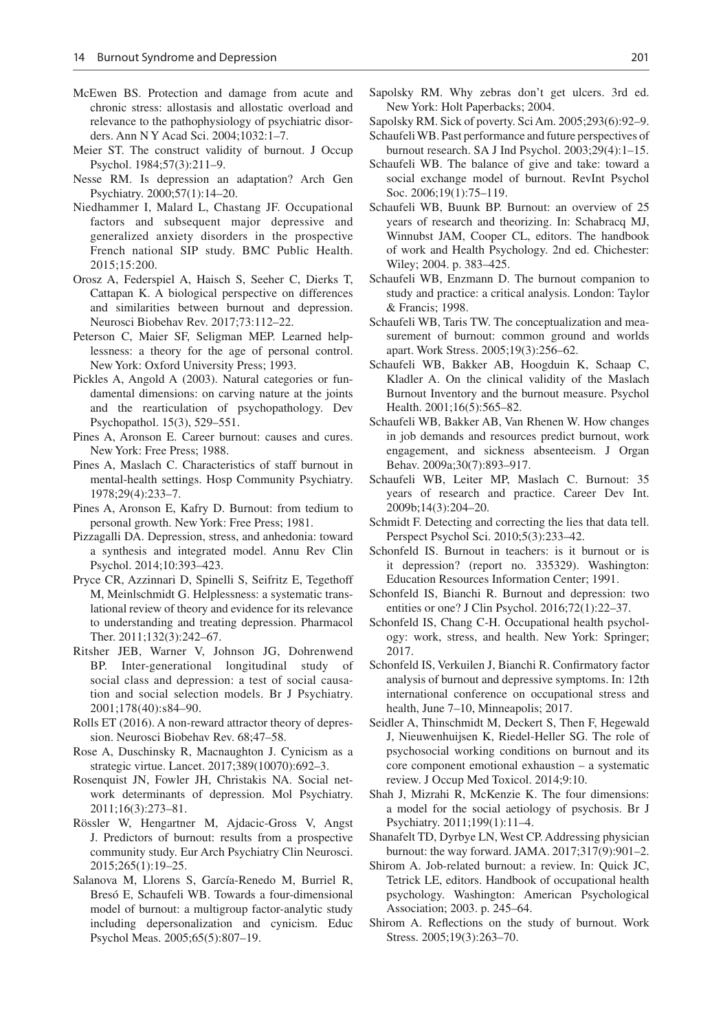McEwen BS. Protection and damage from acute and chronic stress: allostasis and allostatic overload and relevance to the pathophysiology of psychiatric disorders. Ann N Y Acad Sci. 2004;1032:1–7.

Meier ST. The construct validity of burnout. J Occup Psychol. 1984;57(3):211–9.

Nesse RM. Is depression an adaptation? Arch Gen Psychiatry. 2000;57(1):14–20.

Niedhammer I, Malard L, Chastang JF. Occupational factors and subsequent major depressive and generalized anxiety disorders in the prospective French national SIP study. BMC Public Health. 2015;15:200.

Orosz A, Federspiel A, Haisch S, Seeher C, Dierks T, Cattapan K. A biological perspective on differences and similarities between burnout and depression. Neurosci Biobehav Rev. 2017;73:112–22.

Peterson C, Maier SF, Seligman MEP. Learned helplessness: a theory for the age of personal control. New York: Oxford University Press; 1993.

Pickles A, Angold A (2003). Natural categories or fundamental dimensions: on carving nature at the joints and the rearticulation of psychopathology. Dev Psychopathol. 15(3), 529–551.

Pines A, Aronson E. Career burnout: causes and cures. New York: Free Press; 1988.

Pines A, Maslach C. Characteristics of staff burnout in mental-health settings. Hosp Community Psychiatry. 1978;29(4):233–7.

Pines A, Aronson E, Kafry D. Burnout: from tedium to personal growth. New York: Free Press; 1981.

Pizzagalli DA. Depression, stress, and anhedonia: toward a synthesis and integrated model. Annu Rev Clin Psychol. 2014;10:393–423.

Pryce CR, Azzinnari D, Spinelli S, Seifritz E, Tegethoff M, Meinlschmidt G. Helplessness: a systematic translational review of theory and evidence for its relevance to understanding and treating depression. Pharmacol Ther. 2011;132(3):242–67.

Ritsher JEB, Warner V, Johnson JG, Dohrenwend BP. Inter-generational longitudinal study of social class and depression: a test of social causation and social selection models. Br J Psychiatry. 2001;178(40):s84–90.

Rolls ET (2016). A non-reward attractor theory of depression. Neurosci Biobehav Rev. 68;47–58.

Rose A, Duschinsky R, Macnaughton J. Cynicism as a strategic virtue. Lancet. 2017;389(10070):692–3.

Rosenquist JN, Fowler JH, Christakis NA. Social network determinants of depression. Mol Psychiatry. 2011;16(3):273–81.

Rössler W, Hengartner M, Ajdacic-Gross V, Angst J. Predictors of burnout: results from a prospective community study. Eur Arch Psychiatry Clin Neurosci. 2015;265(1):19–25.

Salanova M, Llorens S, García-Renedo M, Burriel R, Bresó E, Schaufeli WB. Towards a four-dimensional model of burnout: a multigroup factor-analytic study including depersonalization and cynicism. Educ Psychol Meas. 2005;65(5):807–19.

Sapolsky RM. Why zebras don't get ulcers. 3rd ed. New York: Holt Paperbacks; 2004.

Sapolsky RM. Sick of poverty. Sci Am. 2005;293(6):92–9.

Schaufeli WB. Past performance and future perspectives of burnout research. SA J Ind Psychol. 2003;29(4):1–15.

Schaufeli WB. The balance of give and take: toward a social exchange model of burnout. RevInt Psychol Soc. 2006;19(1):75–119.

Schaufeli WB, Buunk BP. Burnout: an overview of 25 years of research and theorizing. In: Schabracq MJ, Winnubst JAM, Cooper CL, editors. The handbook of work and Health Psychology. 2nd ed. Chichester: Wiley; 2004. p. 383–425.

Schaufeli WB, Enzmann D. The burnout companion to study and practice: a critical analysis. London: Taylor & Francis; 1998.

Schaufeli WB, Taris TW. The conceptualization and measurement of burnout: common ground and worlds apart. Work Stress. 2005;19(3):256–62.

Schaufeli WB, Bakker AB, Hoogduin K, Schaap C, Kladler A. On the clinical validity of the Maslach Burnout Inventory and the burnout measure. Psychol Health. 2001;16(5):565–82.

Schaufeli WB, Bakker AB, Van Rhenen W. How changes in job demands and resources predict burnout, work engagement, and sickness absenteeism. J Organ Behav. 2009a;30(7):893–917.

Schaufeli WB, Leiter MP, Maslach C. Burnout: 35 years of research and practice. Career Dev Int. 2009b;14(3):204–20.

Schmidt F. Detecting and correcting the lies that data tell. Perspect Psychol Sci. 2010;5(3):233–42.

Schonfeld IS. Burnout in teachers: is it burnout or is it depression? (report no. 335329). Washington: Education Resources Information Center; 1991.

Schonfeld IS, Bianchi R. Burnout and depression: two entities or one? J Clin Psychol. 2016;72(1):22–37.

Schonfeld IS, Chang C-H. Occupational health psychology: work, stress, and health. New York: Springer; 2017.

Schonfeld IS, Verkuilen J, Bianchi R. Confirmatory factor analysis of burnout and depressive symptoms. In: 12th international conference on occupational stress and health, June 7–10, Minneapolis; 2017.

Seidler A, Thinschmidt M, Deckert S, Then F, Hegewald J, Nieuwenhuijsen K, Riedel-Heller SG. The role of psychosocial working conditions on burnout and its core component emotional exhaustion – a systematic review. J Occup Med Toxicol. 2014;9:10.

Shah J, Mizrahi R, McKenzie K. The four dimensions: a model for the social aetiology of psychosis. Br J Psychiatry. 2011;199(1):11–4.

Shanafelt TD, Dyrbye LN, West CP. Addressing physician burnout: the way forward. JAMA. 2017;317(9):901–2.

Shirom A. Job-related burnout: a review. In: Quick JC, Tetrick LE, editors. Handbook of occupational health psychology. Washington: American Psychological Association; 2003. p. 245–64.

Shirom A. Reflections on the study of burnout. Work Stress. 2005;19(3):263–70.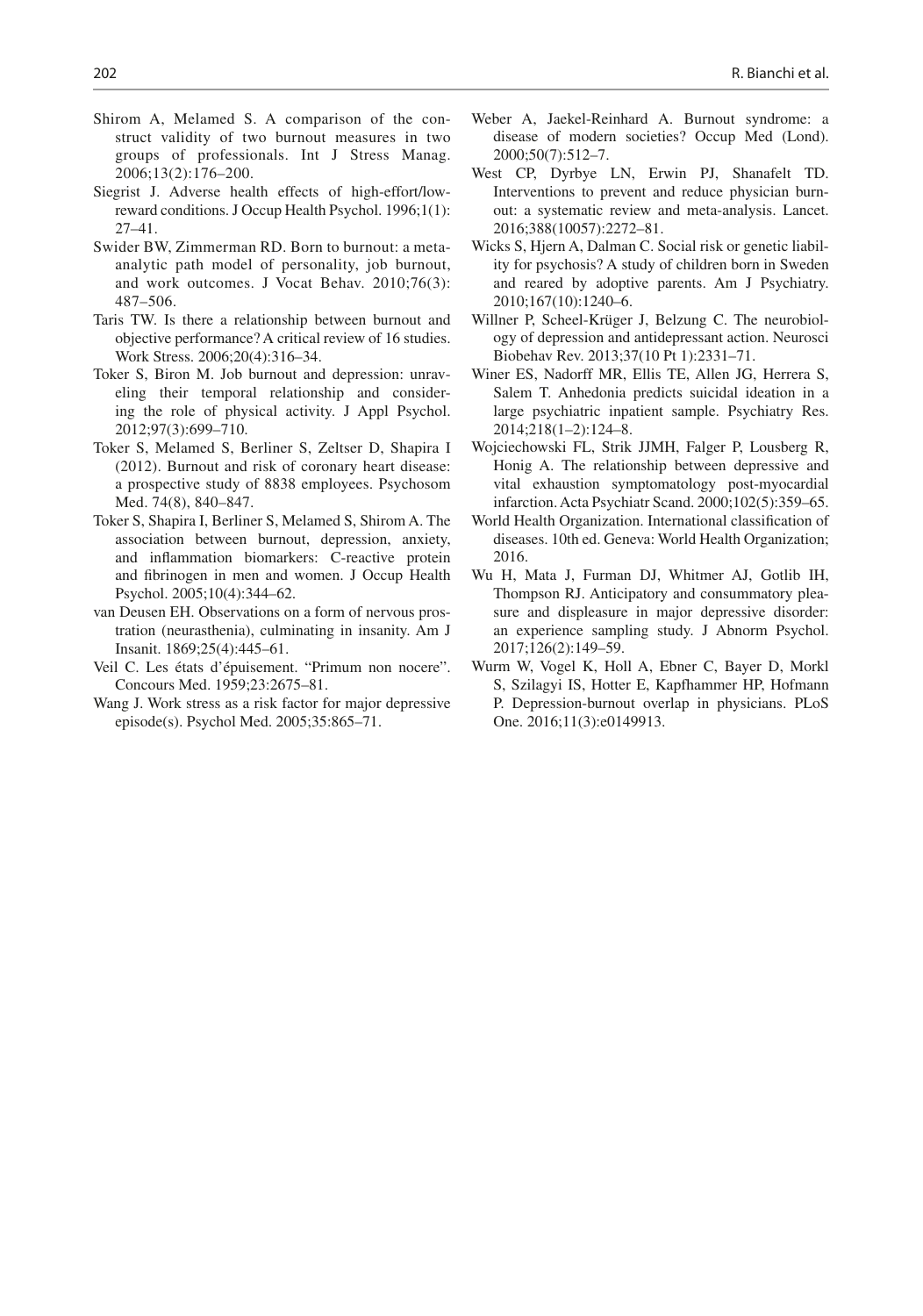Shirom A, Melamed S. A comparison of the construct validity of two burnout measures in two groups of professionals. Int J Stress Manag. 2006;13(2):176–200.

Siegrist J. Adverse health effects of high-effort/low-reward conditions. J Occup Health Psychol. 1996;1(1):27–41.

Swider BW, Zimmerman RD. Born to burnout: a meta-analytic path model of personality, job burnout, and work outcomes. J Vocat Behav. 2010;76(3):487–506.

Taris TW. Is there a relationship between burnout and objective performance? A critical review of 16 studies. Work Stress. 2006;20(4):316–34.

Toker S, Biron M. Job burnout and depression: unraveling their temporal relationship and considering the role of physical activity. J Appl Psychol. 2012;97(3):699–710.

Toker S, Melamed S, Berliner S, Zeltser D, Shapira I (2012). Burnout and risk of coronary heart disease: a prospective study of 8838 employees. Psychosom Med. 74(8), 840–847.

Toker S, Shapira I, Berliner S, Melamed S, Shirom A. The association between burnout, depression, anxiety, and inflammation biomarkers: C-reactive protein and fibrinogen in men and women. J Occup Health Psychol. 2005;10(4):344–62.

van Deusen EH. Observations on a form of nervous prostration (neurasthenia), culminating in insanity. Am J Insanit. 1869;25(4):445–61.

Veil C. Les états d'épuisement. "Primum non nocere". Concours Med. 1959;23:2675–81.

Wang J. Work stress as a risk factor for major depressive episode(s). Psychol Med. 2005;35:865–71.

Weber A, Jaekel-Reinhard A. Burnout syndrome: a disease of modern societies? Occup Med (Lond). 2000;50(7):512–7.

West CP, Dyrbye LN, Erwin PJ, Shanafelt TD. Interventions to prevent and reduce physician burnout: a systematic review and meta-analysis. Lancet. 2016;388(10057):2272–81.

Wicks S, Hjern A, Dalman C. Social risk or genetic liability for psychosis? A study of children born in Sweden and reared by adoptive parents. Am J Psychiatry. 2010;167(10):1240–6.

Willner P, Scheel-Krüger J, Belzung C. The neurobiology of depression and antidepressant action. Neurosci Biobehav Rev. 2013;37(10 Pt 1):2331–71.

Winer ES, Nadorff MR, Ellis TE, Allen JG, Herrera S, Salem T. Anhedonia predicts suicidal ideation in a large psychiatric inpatient sample. Psychiatry Res. 2014;218(1–2):124–8.

Wojciechowski FL, Strik JJMH, Falger P, Lousberg R, Honig A. The relationship between depressive and vital exhaustion symptomatology post-myocardial infarction. Acta Psychiatr Scand. 2000;102(5):359–65.

World Health Organization. International classification of diseases. 10th ed. Geneva: World Health Organization; 2016.

Wu H, Mata J, Furman DJ, Whitmer AJ, Gotlib IH, Thompson RJ. Anticipatory and consummatory pleasure and displeasure in major depressive disorder: an experience sampling study. J Abnorm Psychol. 2017;126(2):149–59.

Wurm W, Vogel K, Holl A, Ebner C, Bayer D, Morkl S, Szilagyi IS, Hotter E, Kapfhammer HP, Hofmann P. Depression-burnout overlap in physicians. PLoS One. 2016;11(3):e0149913.